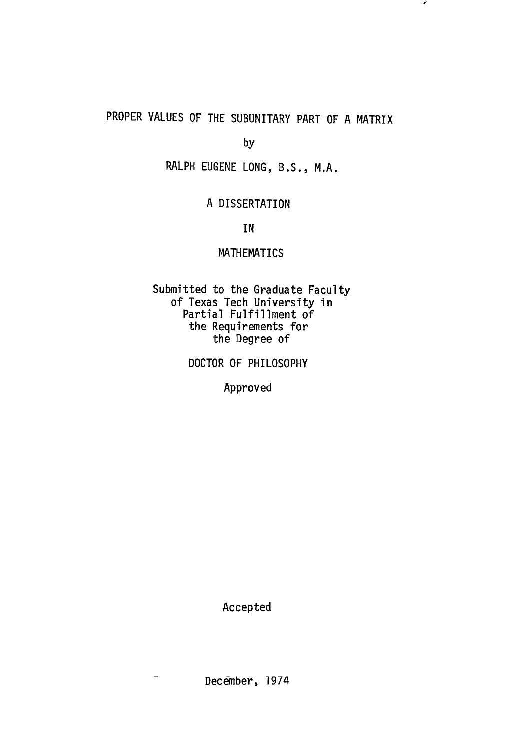# PROPER VALUES OF THE SUBUNITARY PART OF A MATRIX

by

RALPH EUGENE LONG, B.S., M.A.

A DISSERTATION

IN

MATHEMATICS

Submitted to the Graduate Faculty
of Texas Tech University in
Partial Fulfillment of
the Requirements for
the Degree of

DOCTOR OF PHILOSOPHY

Approved

Accepted

December, 1974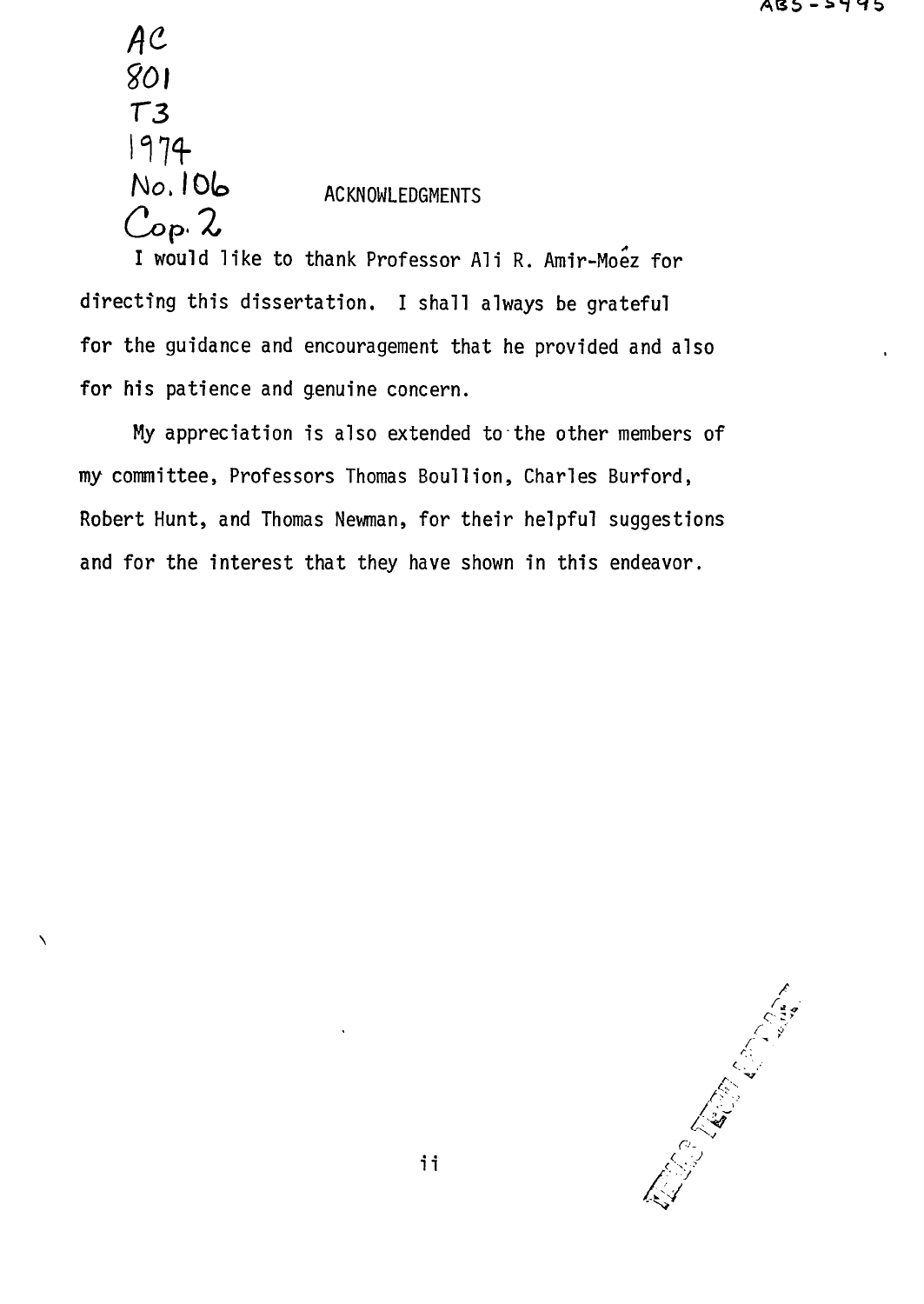AC
801
T3
1974
No. 106
Cop. 2

## ACKNOWLEDGMENTS

I would like to thank Professor Ali R. Amir-Moéz for directing this dissertation. I shall always be grateful for the guidance and encouragement that he provided and also for his patience and genuine concern.

My appreciation is also extended to the other members of my committee, Professors Thomas Boullion, Charles Burford, Robert Hunt, and Thomas Newman, for their helpful suggestions and for the interest that they have shown in this endeavor.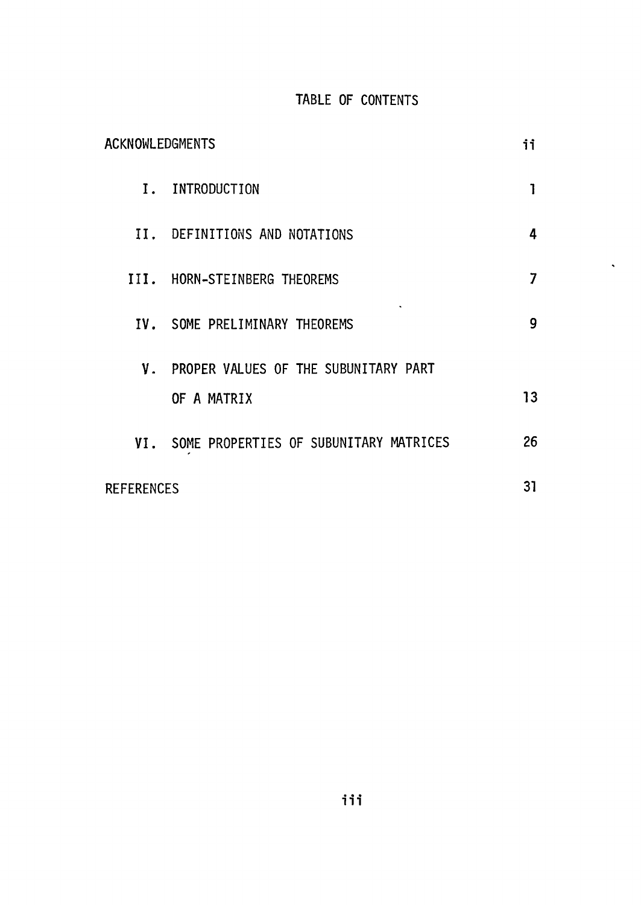# TABLE OF CONTENTS

| | | |
|---|---|---|
| ACKNOWLEDGMENTS | | ii |
| I. | INTRODUCTION | 1 |
| II. | DEFINITIONS AND NOTATIONS | 4 |
| III. | HORN-STEINBERG THEOREMS | 7 |
| IV. | SOME PRELIMINARY THEOREMS | 9 |
| V. | PROPER VALUES OF THE SUBUNITARY PART OF A MATRIX | 13 |
| VI. | SOME PROPERTIES OF SUBUNITARY MATRICES | 26 |
| REFERENCES | | 31 |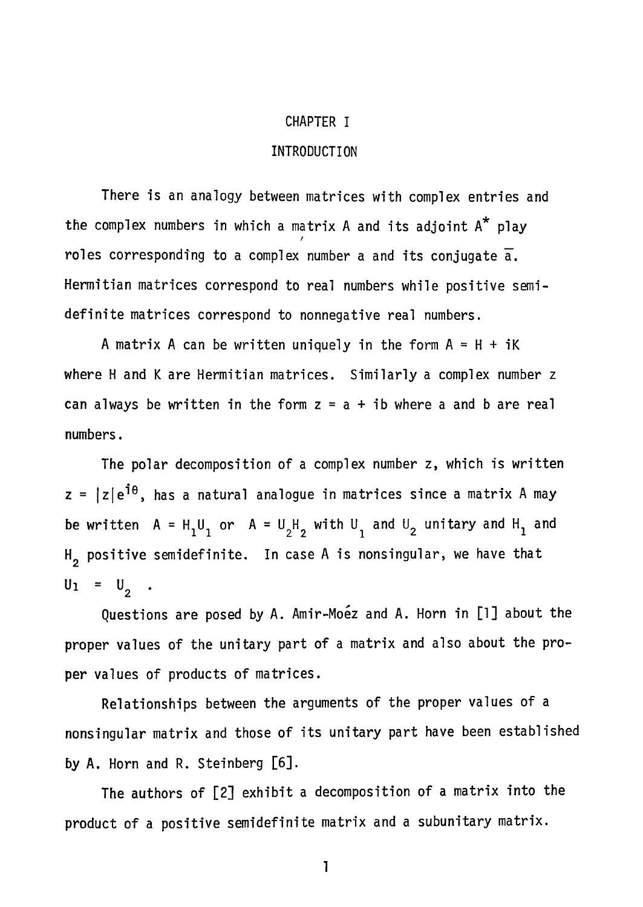# CHAPTER I

## INTRODUCTION

There is an analogy between matrices with complex entries and the complex numbers in which a matrix A and its adjoint $A^*$ play roles corresponding to a complex number a and its conjugate $\bar{a}$. Hermitian matrices correspond to real numbers while positive semidefinite matrices correspond to nonnegative real numbers.

A matrix A can be written uniquely in the form $A = H + iK$ where H and K are Hermitian matrices. Similarly a complex number z can always be written in the form $z = a + ib$ where a and b are real numbers.

The polar decomposition of a complex number z, which is written $z = |z|e^{i\theta}$, has a natural analogue in matrices since a matrix A may be written $A = H_1U_1$ or $A = U_2H_2$ with $U_1$ and $U_2$ unitary and $H_1$ and $H_2$ positive semidefinite. In case A is nonsingular, we have that $U_1 = U_2$.

Questions are posed by A. Amir-Moéz and A. Horn in [1] about the proper values of the unitary part of a matrix and also about the proper values of products of matrices.

Relationships between the arguments of the proper values of a nonsingular matrix and those of its unitary part have been established by A. Horn and R. Steinberg [6].

The authors of [2] exhibit a decomposition of a matrix into the product of a positive semidefinite matrix and a subunitary matrix.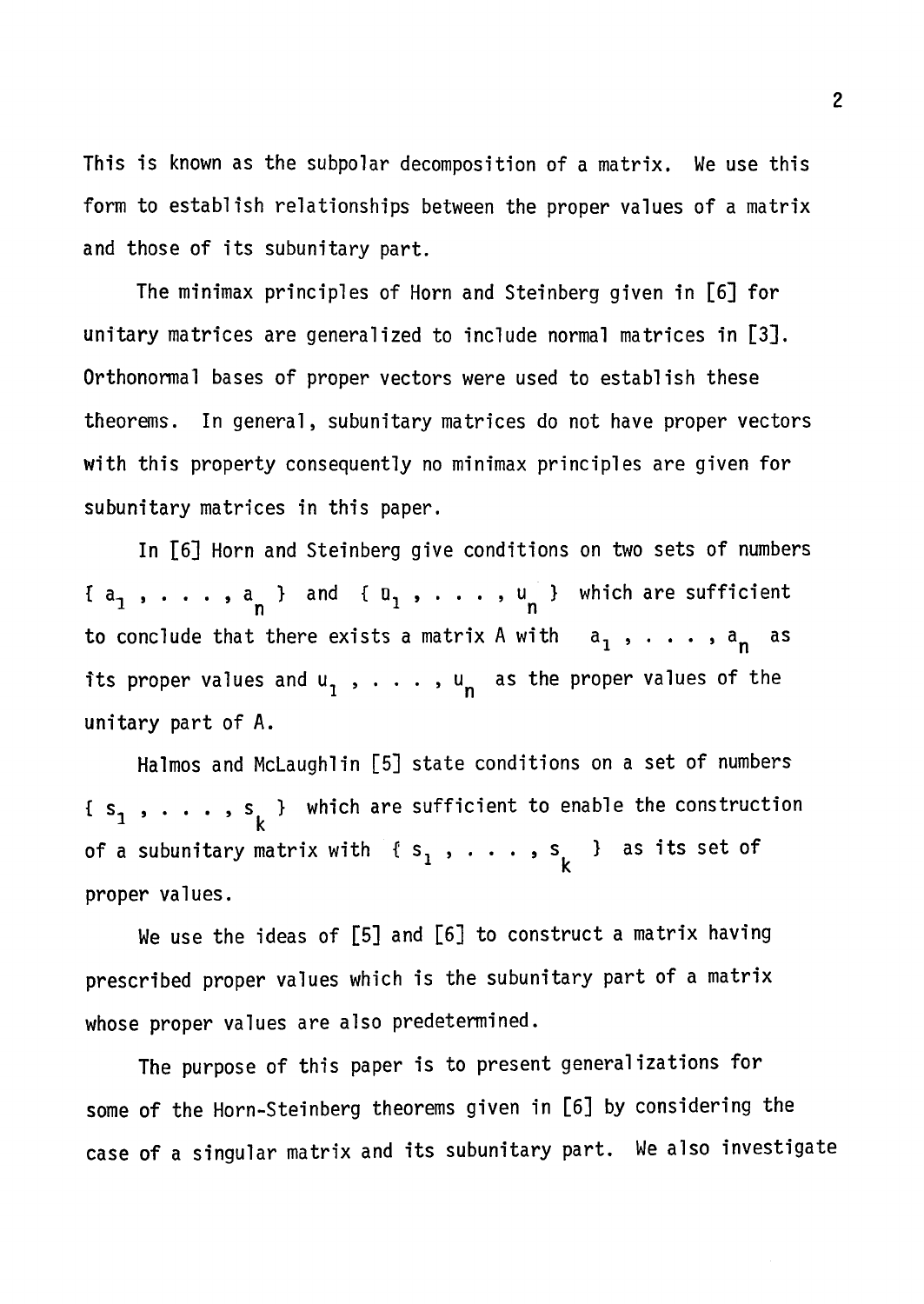This is known as the subpolar decomposition of a matrix. We use this form to establish relationships between the proper values of a matrix and those of its subunitary part.

The minimax principles of Horn and Steinberg given in [6] for unitary matrices are generalized to include normal matrices in [3]. Orthonormal bases of proper vectors were used to establish these theorems. In general, subunitary matrices do not have proper vectors with this property consequently no minimax principles are given for subunitary matrices in this paper.

In [6] Horn and Steinberg give conditions on two sets of numbers $\{ a_1 , . . . , a_n \}$ and $\{ u_1 , . . . , u_n \}$ which are sufficient to conclude that there exists a matrix A with $a_1 , . . . , a_n$ as its proper values and $u_1 , . . . , u_n$ as the proper values of the unitary part of A.

Halmos and McLaughlin [5] state conditions on a set of numbers $\{ s_1 , . . . , s_k \}$ which are sufficient to enable the construction of a subunitary matrix with $\{ s_1 , . . . , s_k \}$ as its set of proper values.

We use the ideas of [5] and [6] to construct a matrix having prescribed proper values which is the subunitary part of a matrix whose proper values are also predetermined.

The purpose of this paper is to present generalizations for some of the Horn-Steinberg theorems given in [6] by considering the case of a singular matrix and its subunitary part. We also investigate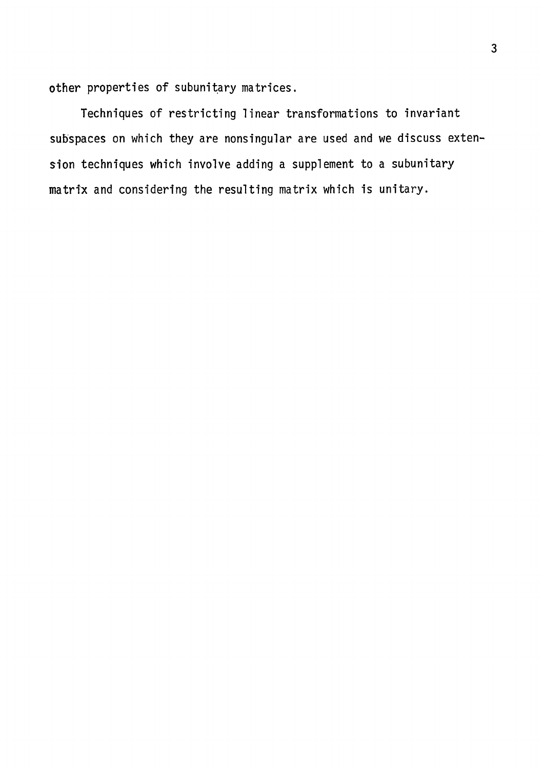other properties of subunitary matrices.

Techniques of restricting linear transformations to invariant subspaces on which they are nonsingular are used and we discuss extension techniques which involve adding a supplement to a subunitary matrix and considering the resulting matrix which is unitary.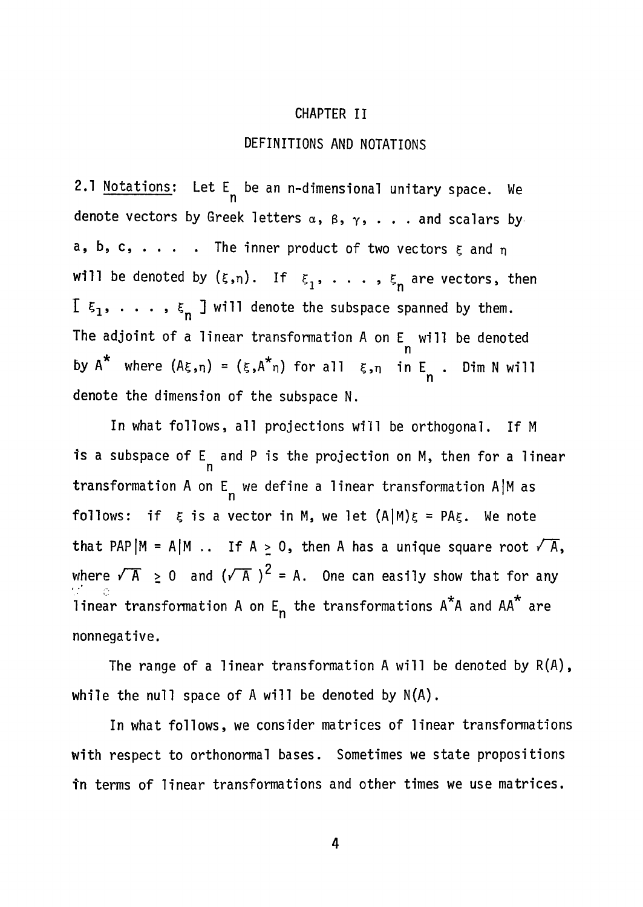# CHAPTER II

## DEFINITIONS AND NOTATIONS

2.1 Notations: Let $E_n$ be an n-dimensional unitary space. We denote vectors by Greek letters $\alpha$, $\beta$, $\gamma$, . . . and scalars by a, b, c, . . . . The inner product of two vectors $\xi$ and $\eta$ will be denoted by $(\xi,\eta)$. If $\xi_1, \ldots, \xi_n$ are vectors, then $[\xi_1, \ldots, \xi_n]$ will denote the subspace spanned by them. The adjoint of a linear transformation A on $E_n$ will be denoted by $A^*$ where $(A\xi,\eta) = (\xi,A^*\eta)$ for all $\xi,\eta$ in $E_n$. Dim N will denote the dimension of the subspace N.

In what follows, all projections will be orthogonal. If M is a subspace of $E_n$ and P is the projection on M, then for a linear transformation A on $E_n$ we define a linear transformation $A|M$ as follows: if $\xi$ is a vector in M, we let $(A|M)\xi = PA\xi$. We note that $PAP|M = A|M$ .. If $A \geq 0$, then A has a unique square root $\sqrt{A}$, where $\sqrt{A} \geq 0$ and $(\sqrt{A})^2 = A$. One can easily show that for any linear transformation A on $E_n$ the transformations $A^*A$ and $AA^*$ are nonnegative.

The range of a linear transformation A will be denoted by R(A), while the null space of A will be denoted by N(A).

In what follows, we consider matrices of linear transformations with respect to orthonormal bases. Sometimes we state propositions in terms of linear transformations and other times we use matrices.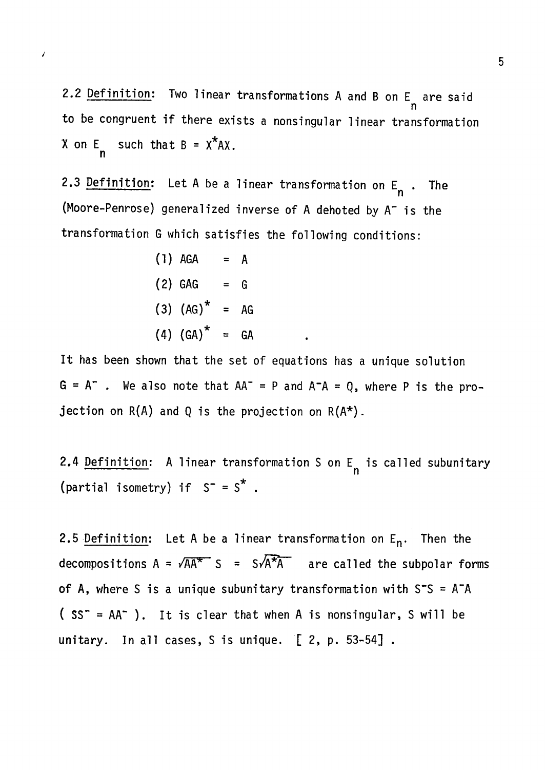2.2 Definition: Two linear transformations $A$ and $B$ on $E_n$ are said to be congruent if there exists a nonsingular linear transformation $X$ on $E_n$ such that $B = X^*AX$.

2.3 Definition: Let $A$ be a linear transformation on $E_n$. The (Moore-Penrose) generalized inverse of $A$ dehoted by $A^-$ is the transformation $G$ which satisfies the following conditions:

$$
\begin{aligned}
&(1)\ AGA = A \\
&(2)\ GAG = G \\
&(3)\ (AG)^* = AG \\
&(4)\ (GA)^* = GA
\end{aligned}
$$

It has been shown that the set of equations has a unique solution $G = A^-$. We also note that $AA^- = P$ and $A^-A = Q$, where $P$ is the projection on $R(A)$ and $Q$ is the projection on $R(A^*)$.

2.4 Definition: A linear transformation $S$ on $E_n$ is called subunitary (partial isometry) if $S^- = S^*$.

2.5 Definition: Let $A$ be a linear transformation on $E_n$. Then the decompositions $A = \sqrt{AA^*}\,S = S\sqrt{A^*A}$ are called the subpolar forms of $A$, where $S$ is a unique subunitary transformation with $S^-S = A^-A$ ($SS^- = AA^-$). It is clear that when $A$ is nonsingular, $S$ will be unitary. In all cases, $S$ is unique. [ 2, p. 53-54] .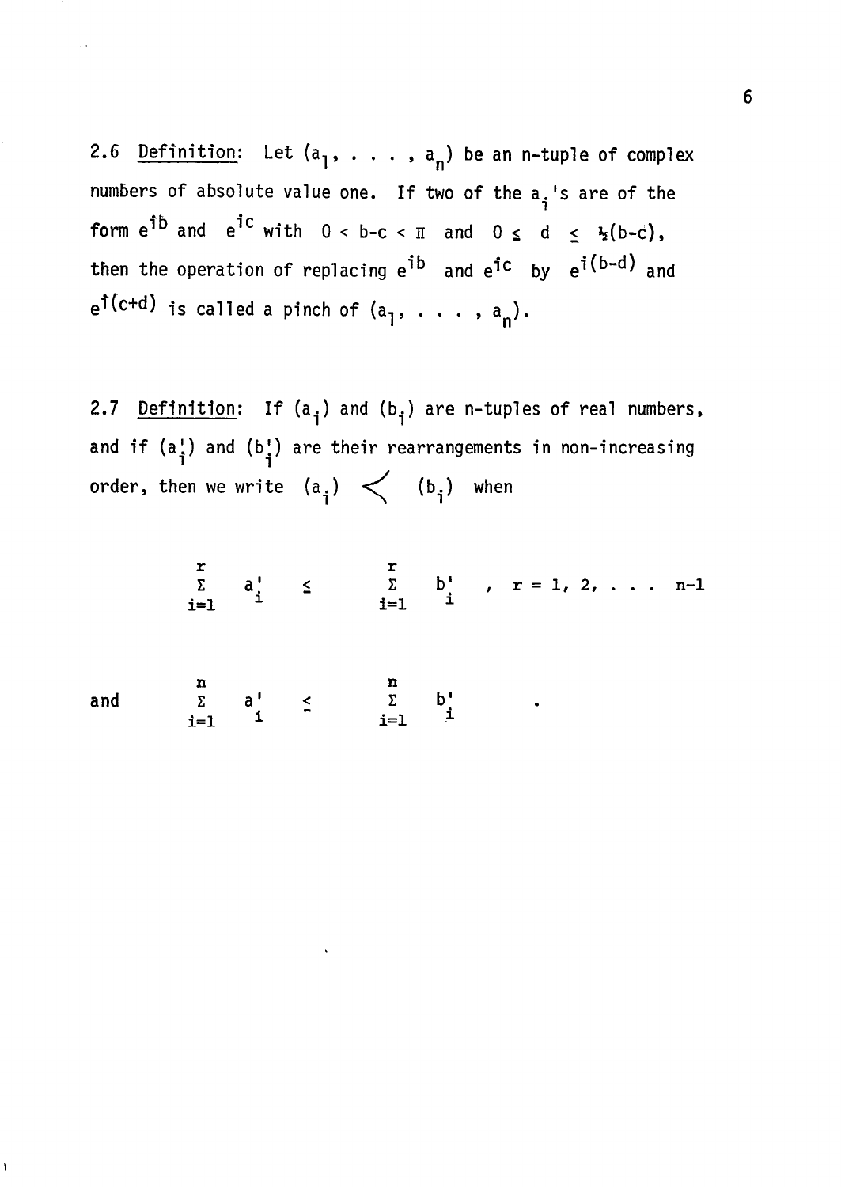2.6 Definition: Let $(a_1, \ldots, a_n)$ be an n-tuple of complex numbers of absolute value one. If two of the $a_i$'s are of the form $e^{ib}$ and $e^{ic}$ with $0 < b-c < \pi$ and $0 \leq d \leq \frac{1}{2}(b-c)$, then the operation of replacing $e^{ib}$ and $e^{ic}$ by $e^{i(b-d)}$ and $e^{i(c+d)}$ is called a pinch of $(a_1, \ldots, a_n)$.

2.7 Definition: If $(a_i)$ and $(b_i)$ are n-tuples of real numbers, and if $(a_i')$ and $(b_i')$ are their rearrangements in non-increasing order, then we write $(a_i) \prec (b_i)$ when

$$\sum_{i=1}^{r} a_i' \leq \sum_{i=1}^{r} b_i' \quad , \quad r = 1, 2, \ldots n-1$$

and

$$\sum_{i=1}^{n} a_i' \leq \sum_{i=1}^{n} b_i' \quad .$$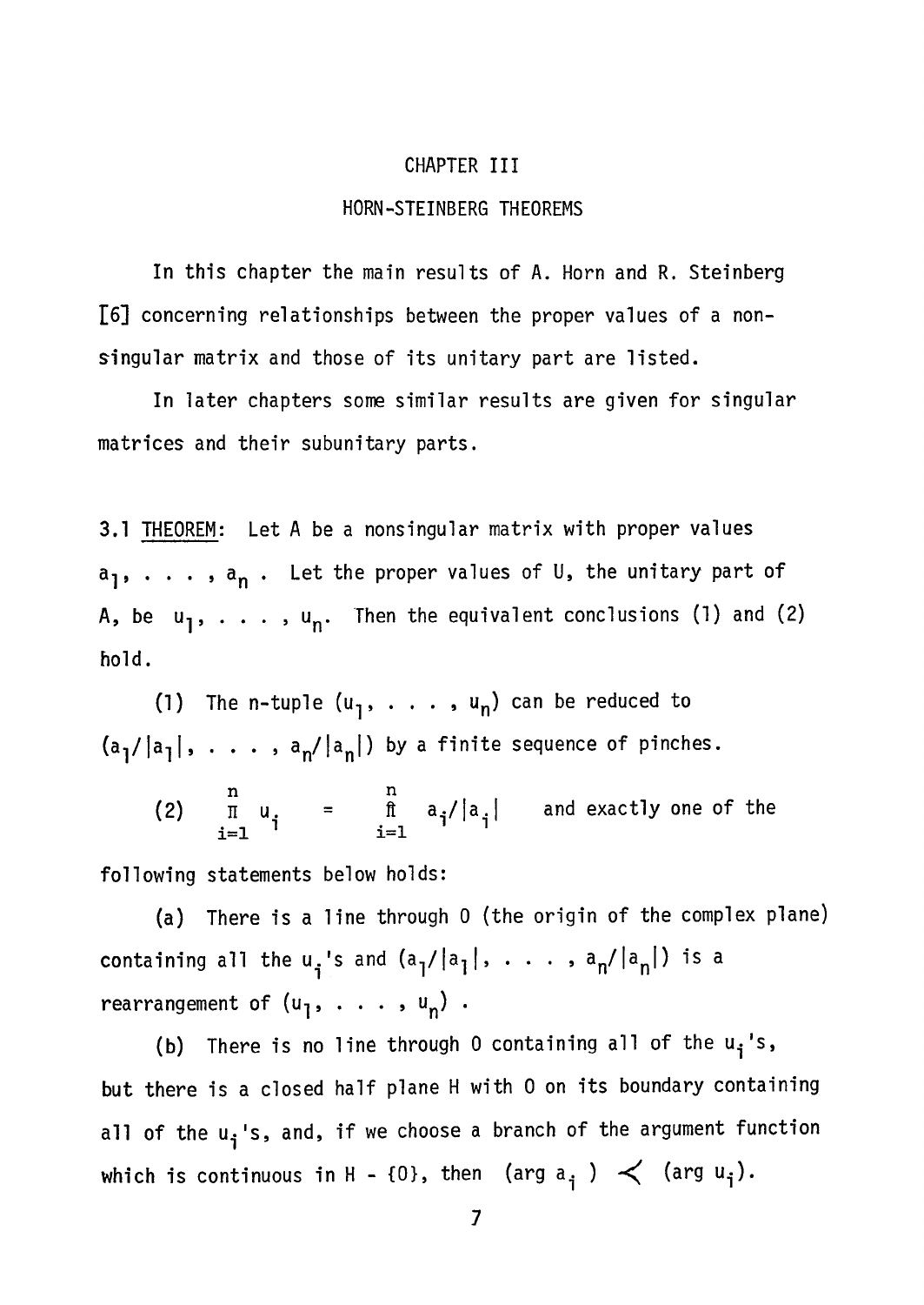# CHAPTER III

## HORN-STEINBERG THEOREMS

In this chapter the main results of A. Horn and R. Steinberg [6] concerning relationships between the proper values of a nonsingular matrix and those of its unitary part are listed.

In later chapters some similar results are given for singular matrices and their subunitary parts.

3.1 <u>THEOREM</u>: Let A be a nonsingular matrix with proper values $a_1, \ldots, a_n$. Let the proper values of U, the unitary part of A, be $u_1, \ldots, u_n$. Then the equivalent conclusions (1) and (2) hold.

(1) The n-tuple $(u_1, \ldots, u_n)$ can be reduced to $(a_1/|a_1|, \ldots, a_n/|a_n|)$ by a finite sequence of pinches.

(2) $\prod_{i=1}^{n} u_i = \prod_{i=1}^{n} a_i/|a_i|$ and exactly one of the following statements below holds:

(a) There is a line through 0 (the origin of the complex plane) containing all the $u_i$'s and $(a_1/|a_1|, \ldots, a_n/|a_n|)$ is a rearrangement of $(u_1, \ldots, u_n)$.

(b) There is no line through 0 containing all of the $u_i$'s, but there is a closed half plane H with 0 on its boundary containing all of the $u_i$'s, and, if we choose a branch of the argument function which is continuous in H - {0}, then $(\arg a_i) \prec (\arg u_i)$.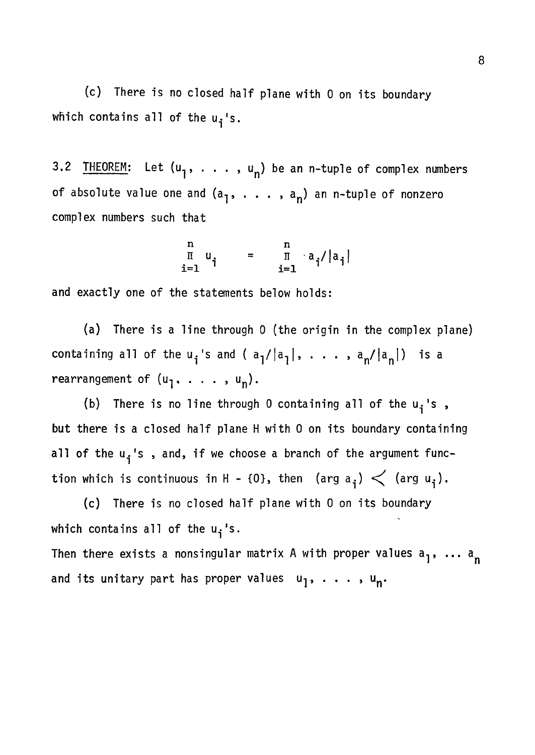(c) There is no closed half plane with 0 on its boundary which contains all of the $u_i$'s.

3.2 THEOREM: Let $(u_1, \ldots, u_n)$ be an n-tuple of complex numbers of absolute value one and $(a_1, \ldots, a_n)$ an n-tuple of nonzero complex numbers such that

$$\prod_{i=1}^{n} u_i = \prod_{i=1}^{n} a_i/|a_i|$$

and exactly one of the statements below holds:

(a) There is a line through 0 (the origin in the complex plane) containing all of the $u_i$'s and $(a_1/|a_1|, \ldots, a_n/|a_n|)$ is a rearrangement of $(u_1, \ldots, u_n)$.

(b) There is no line through 0 containing all of the $u_i$'s, but there is a closed half plane H with 0 on its boundary containing all of the $u_i$'s, and, if we choose a branch of the argument function which is continuous in H - {0}, then $(\arg a_i) \prec (\arg u_i)$.

(c) There is no closed half plane with 0 on its boundary which contains all of the $u_i$'s.

Then there exists a nonsingular matrix A with proper values $a_1, \ldots a_n$ and its unitary part has proper values $u_1, \ldots, u_n$.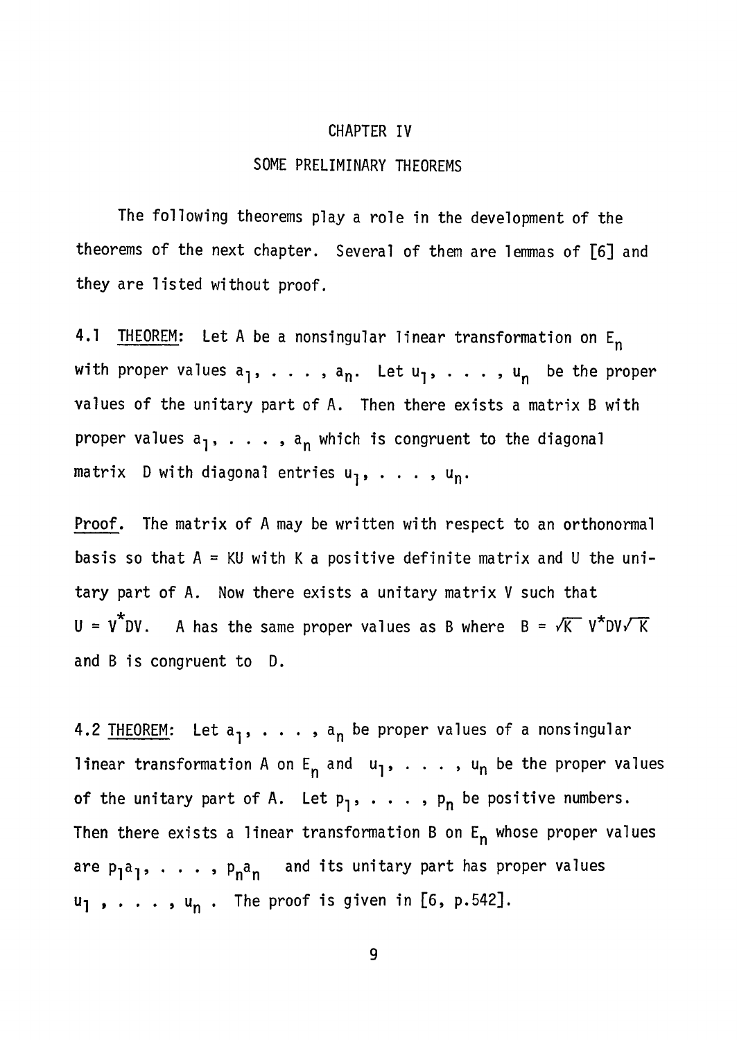# CHAPTER IV

## SOME PRELIMINARY THEOREMS

The following theorems play a role in the development of the theorems of the next chapter. Several of them are lemmas of [6] and they are listed without proof.

4.1 <u>THEOREM</u>: Let A be a nonsingular linear transformation on $E_n$ with proper values $a_1, \ldots, a_n$. Let $u_1, \ldots, u_n$ be the proper values of the unitary part of A. Then there exists a matrix B with proper values $a_1, \ldots, a_n$ which is congruent to the diagonal matrix D with diagonal entries $u_1, \ldots, u_n$.

<u>Proof</u>. The matrix of A may be written with respect to an orthonormal basis so that $A = KU$ with K a positive definite matrix and U the unitary part of A. Now there exists a unitary matrix V such that $U = V^*DV$. A has the same proper values as B where $B = \sqrt{K}\, V^*DV\sqrt{K}$ and B is congruent to D.

4.2 <u>THEOREM</u>: Let $a_1, \ldots, a_n$ be proper values of a nonsingular linear transformation A on $E_n$ and $u_1, \ldots, u_n$ be the proper values of the unitary part of A. Let $p_1, \ldots, p_n$ be positive numbers. Then there exists a linear transformation B on $E_n$ whose proper values are $p_1a_1, \ldots, p_na_n$ and its unitary part has proper values $u_1, \ldots, u_n$. The proof is given in [6, p.542].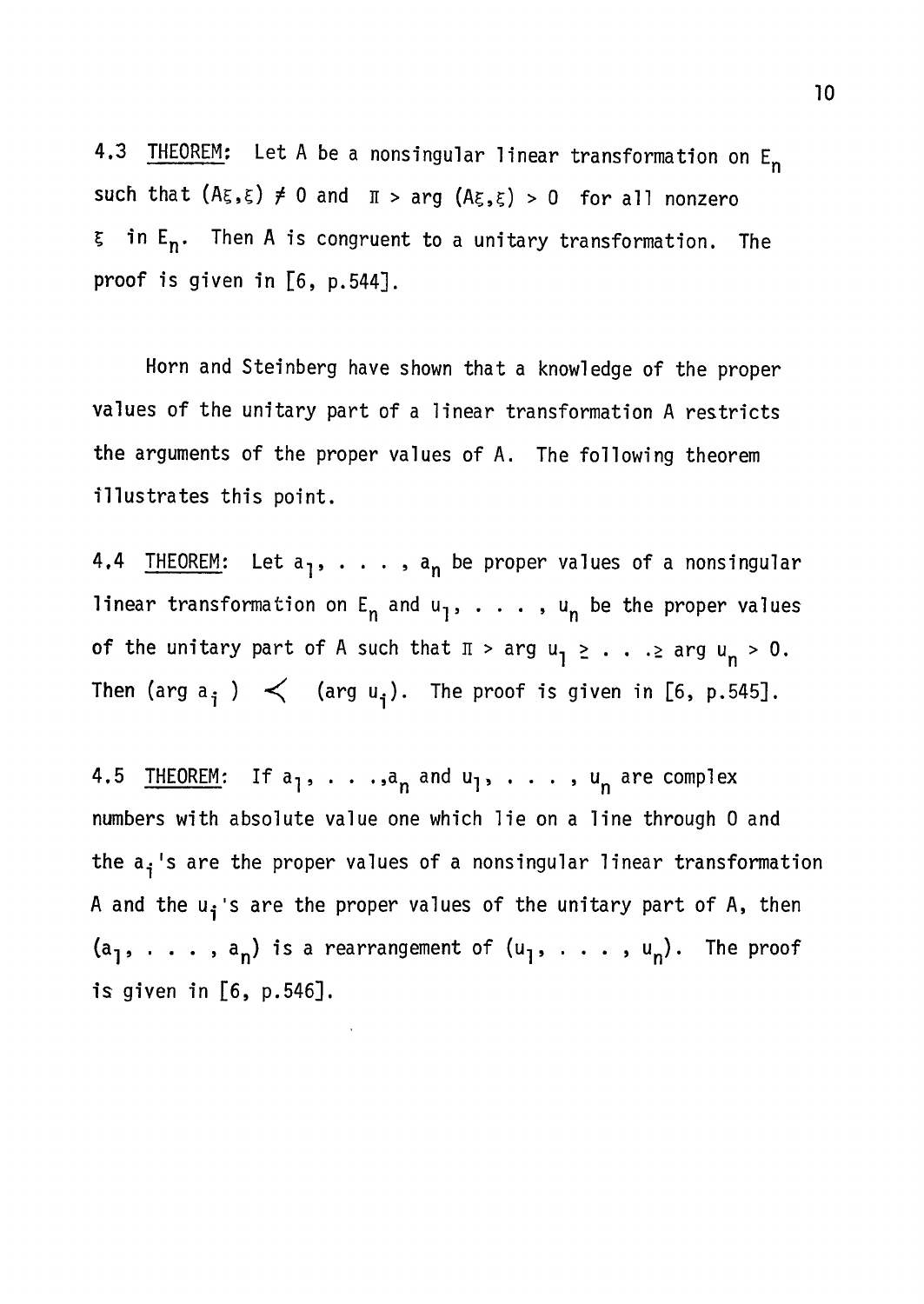4.3 <u>THEOREM</u>: Let A be a nonsingular linear transformation on $E_n$ such that $(A\xi,\xi) \neq 0$ and $\pi > \arg (A\xi,\xi) > 0$ for all nonzero $\xi$ in $E_n$. Then A is congruent to a unitary transformation. The proof is given in [6, p.544].

Horn and Steinberg have shown that a knowledge of the proper values of the unitary part of a linear transformation A restricts the arguments of the proper values of A. The following theorem illustrates this point.

4.4 <u>THEOREM</u>: Let $a_1, \ldots, a_n$ be proper values of a nonsingular linear transformation on $E_n$ and $u_1, \ldots, u_n$ be the proper values of the unitary part of A such that $\pi > \arg u_1 \geq \ldots \geq \arg u_n > 0$. Then $(\arg a_i) \prec (\arg u_i)$. The proof is given in [6, p.545].

4.5 <u>THEOREM</u>: If $a_1, \ldots, a_n$ and $u_1, \ldots, u_n$ are complex numbers with absolute value one which lie on a line through 0 and the $a_i$'s are the proper values of a nonsingular linear transformation A and the $u_i$'s are the proper values of the unitary part of A, then $(a_1, \ldots, a_n)$ is a rearrangement of $(u_1, \ldots, u_n)$. The proof is given in [6, p.546].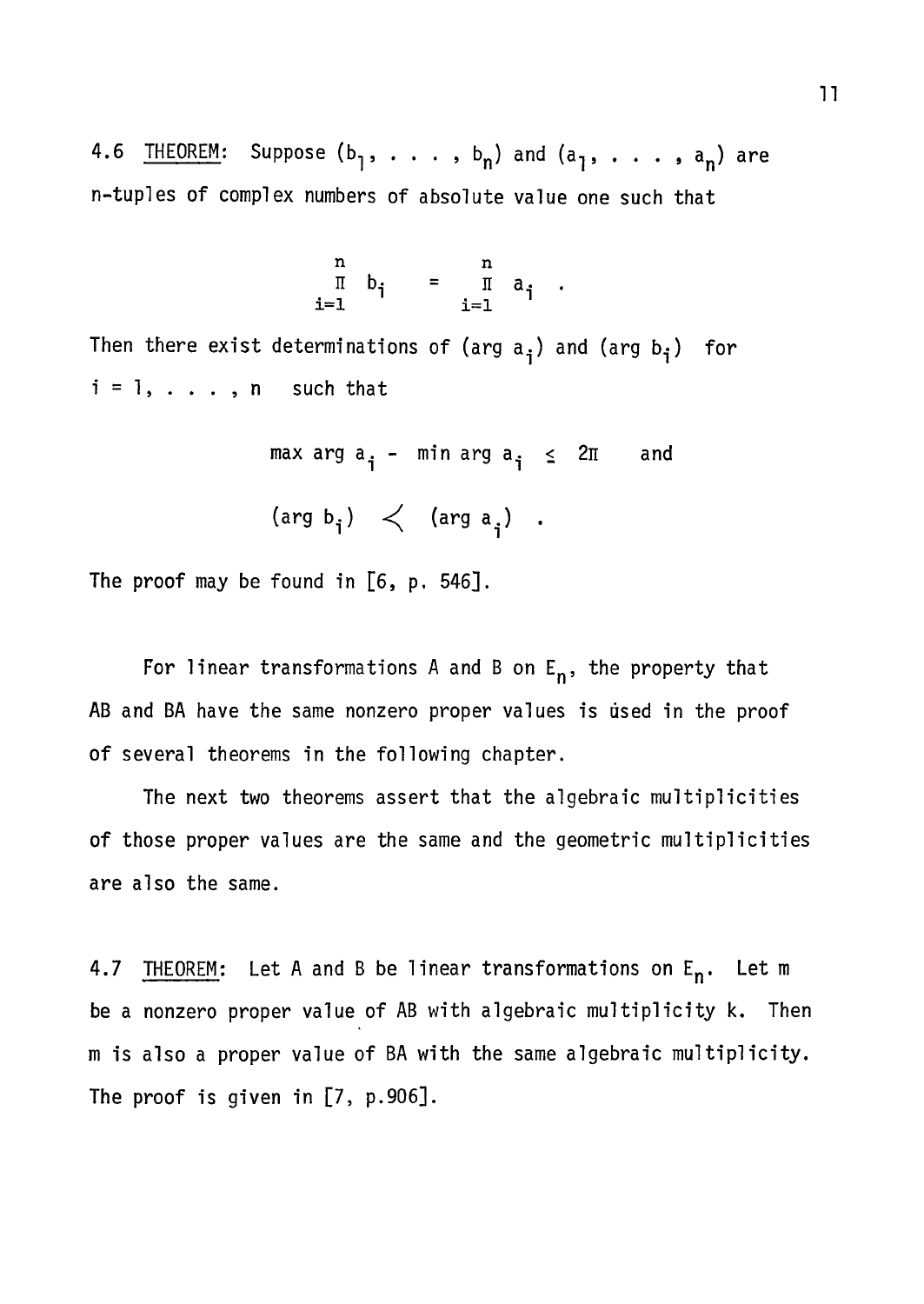4.6 <u>THEOREM</u>: Suppose $(b_1, \ldots, b_n)$ and $(a_1, \ldots, a_n)$ are n-tuples of complex numbers of absolute value one such that

$$\prod_{i=1}^{n} b_i = \prod_{i=1}^{n} a_i \ .$$

Then there exist determinations of $(\arg a_i)$ and $(\arg b_i)$ for $i = 1, \ldots, n$ such that

$$\max \arg a_i - \min \arg a_i \leq 2\pi \quad \text{and}$$

$$(\arg b_i) \prec (\arg a_i) \ .$$

The proof may be found in [6, p. 546].

For linear transformations A and B on $E_n$, the property that AB and BA have the same nonzero proper values is used in the proof of several theorems in the following chapter.

The next two theorems assert that the algebraic multiplicities of those proper values are the same and the geometric multiplicities are also the same.

4.7 <u>THEOREM</u>: Let A and B be linear transformations on $E_n$. Let m be a nonzero proper value of AB with algebraic multiplicity k. Then m is also a proper value of BA with the same algebraic multiplicity. The proof is given in [7, p.906].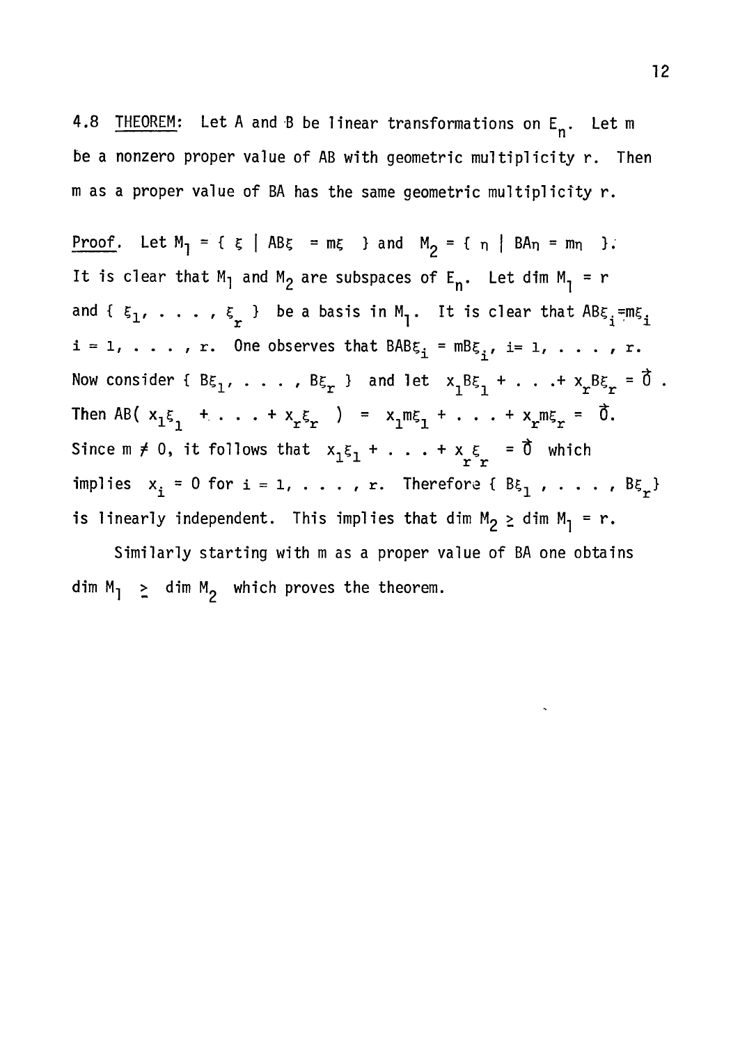4.8 <u>THEOREM</u>: Let A and B be linear transformations on $E_n$. Let m be a nonzero proper value of AB with geometric multiplicity r. Then m as a proper value of BA has the same geometric multiplicity r.

<u>Proof</u>. Let $M_1 = \{ \xi \mid AB\xi = m\xi \}$ and $M_2 = \{ \eta \mid BA\eta = m\eta \}$. It is clear that $M_1$ and $M_2$ are subspaces of $E_n$. Let $\dim M_1 = r$ and $\{ \xi_1, \ldots, \xi_r \}$ be a basis in $M_1$. It is clear that $AB\xi_i = m\xi_i$ $i = 1, \ldots, r$. One observes that $BAB\xi_i = mB\xi_i$, $i = 1, \ldots, r$. Now consider $\{ B\xi_1, \ldots, B\xi_r \}$ and let $x_1 B\xi_1 + \ldots + x_r B\xi_r = \vec{0}$. Then $AB( x_1\xi_1 + \ldots + x_r\xi_r ) = x_1 m\xi_1 + \ldots + x_r m\xi_r = \vec{0}$. Since $m \neq 0$, it follows that $x_1\xi_1 + \ldots + x_r\xi_r = \vec{0}$ which implies $x_i = 0$ for $i = 1, \ldots, r$. Therefore $\{ B\xi_1, \ldots, B\xi_r \}$ is linearly independent. This implies that $\dim M_2 \geq \dim M_1 = r$.

Similarly starting with m as a proper value of BA one obtains $\dim M_1 \geq \dim M_2$ which proves the theorem.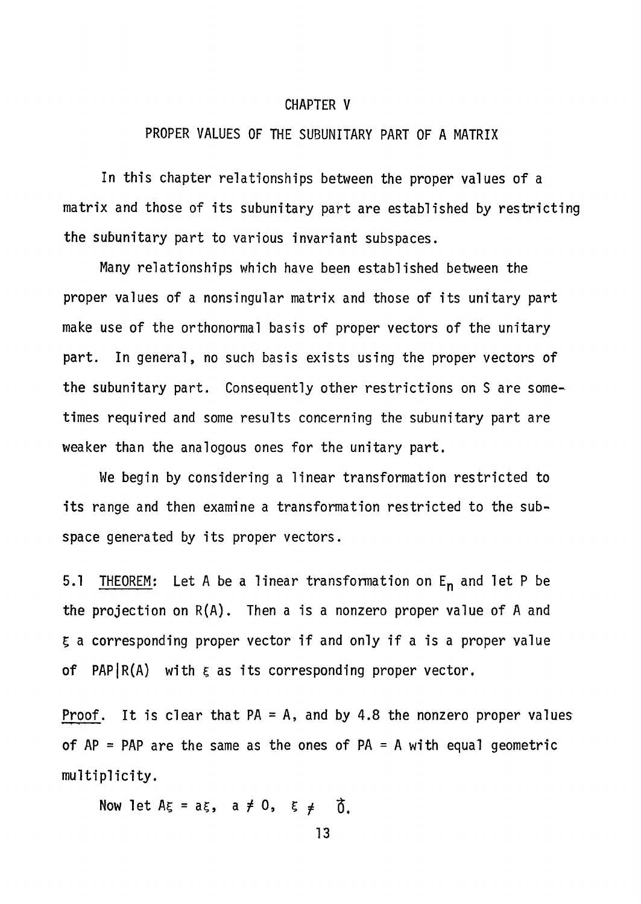# CHAPTER V

## PROPER VALUES OF THE SUBUNITARY PART OF A MATRIX

In this chapter relationships between the proper values of a matrix and those of its subunitary part are established by restricting the subunitary part to various invariant subspaces.

Many relationships which have been established between the proper values of a nonsingular matrix and those of its unitary part make use of the orthonormal basis of proper vectors of the unitary part. In general, no such basis exists using the proper vectors of the subunitary part. Consequently other restrictions on S are sometimes required and some results concerning the subunitary part are weaker than the analogous ones for the unitary part.

We begin by considering a linear transformation restricted to its range and then examine a transformation restricted to the subspace generated by its proper vectors.

5.1 <u>THEOREM</u>: Let A be a linear transformation on $E_n$ and let P be the projection on R(A). Then a is a nonzero proper value of A and $\xi$ a corresponding proper vector if and only if a is a proper value of $PAP|R(A)$ with $\xi$ as its corresponding proper vector.

<u>Proof</u>. It is clear that PA = A, and by 4.8 the nonzero proper values of AP = PAP are the same as the ones of PA = A with equal geometric multiplicity.

Now let $A\xi = a\xi$, $a \neq 0$, $\xi \neq \vec{0}$.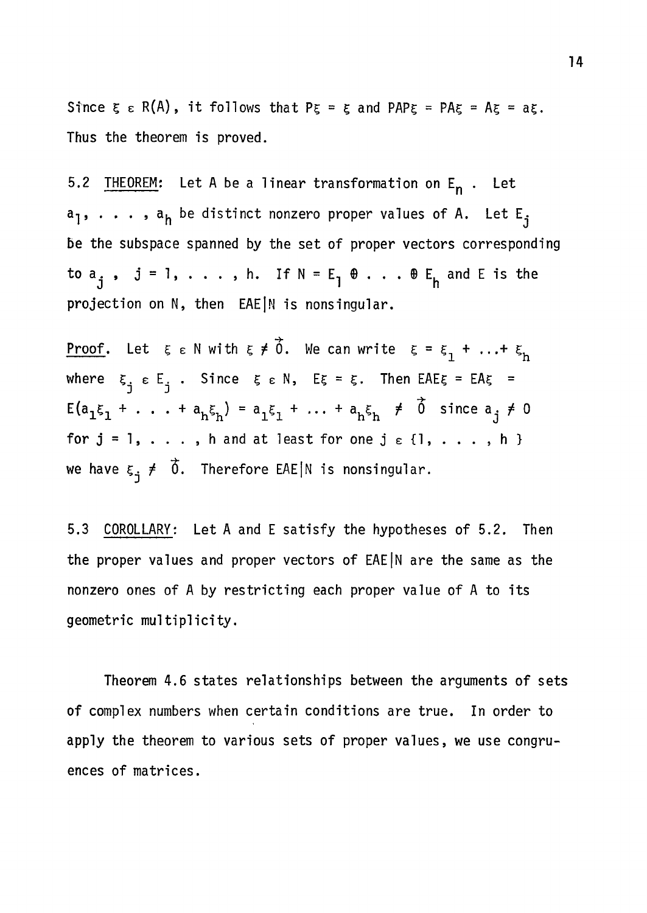Since $\xi \in R(A)$, it follows that $P\xi = \xi$ and $PAP\xi = PA\xi = A\xi = a\xi$. Thus the theorem is proved.

5.2 <u>THEOREM</u>: Let A be a linear transformation on $E_n$. Let $a_1, \ldots, a_h$ be distinct nonzero proper values of A. Let $E_j$ be the subspace spanned by the set of proper vectors corresponding to $a_j$, $j = 1, \ldots, h$. If $N = E_1 \oplus \ldots \oplus E_h$ and E is the projection on N, then $EAE|N$ is nonsingular.

<u>Proof</u>. Let $\xi \in N$ with $\xi \neq \vec{0}$. We can write $\xi = \xi_1 + \ldots + \xi_h$ where $\xi_j \in E_j$. Since $\xi \in N$, $E\xi = \xi$. Then $EAE\xi = EA\xi = E(a_1\xi_1 + \ldots + a_h\xi_h) = a_1\xi_1 + \ldots + a_h\xi_h \neq \vec{0}$ since $a_j \neq 0$ for $j = 1, \ldots, h$ and at least for one $j \in \{1, \ldots, h\}$ we have $\xi_j \neq \vec{0}$. Therefore $EAE|N$ is nonsingular.

5.3 <u>COROLLARY</u>: Let A and E satisfy the hypotheses of 5.2. Then the proper values and proper vectors of $EAE|N$ are the same as the nonzero ones of A by restricting each proper value of A to its geometric multiplicity.

Theorem 4.6 states relationships between the arguments of sets of complex numbers when certain conditions are true. In order to apply the theorem to various sets of proper values, we use congruences of matrices.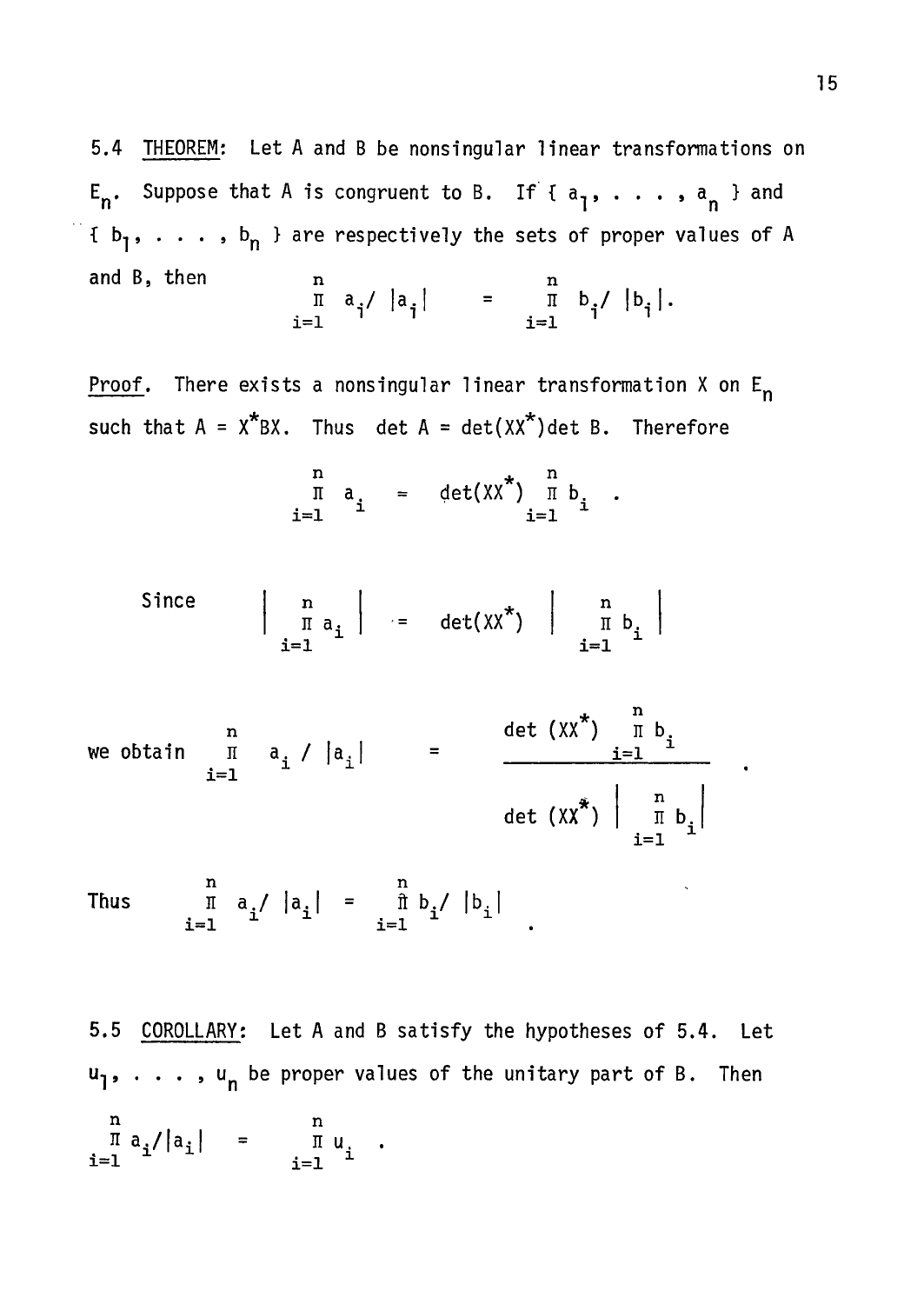5.4 <u>THEOREM</u>: Let A and B be nonsingular linear transformations on $E_n$. Suppose that A is congruent to B. If $\{ a_1, \ldots, a_n \}$ and $\{ b_1, \ldots, b_n \}$ are respectively the sets of proper values of A and B, then

$$\prod_{i=1}^{n} a_i / |a_i| = \prod_{i=1}^{n} b_i / |b_i| .$$

<u>Proof</u>. There exists a nonsingular linear transformation X on $E_n$ such that $A = X^*BX$. Thus $\det A = \det(XX^*)\det B$. Therefore

$$\prod_{i=1}^{n} a_i = \det(XX^*) \prod_{i=1}^{n} b_i .$$

Since

$$\left| \prod_{i=1}^{n} a_i \right| = \det(XX^*) \left| \prod_{i=1}^{n} b_i \right|$$

we obtain

$$\prod_{i=1}^{n} a_i / |a_i| = \frac{\det(XX^*) \prod_{i=1}^{n} b_i}{\det(XX^*) \left| \prod_{i=1}^{n} b_i \right|} .$$

Thus

$$\prod_{i=1}^{n} a_i / |a_i| = \prod_{i=1}^{n} b_i / |b_i| .$$

5.5 <u>COROLLARY</u>: Let A and B satisfy the hypotheses of 5.4. Let $u_1, \ldots, u_n$ be proper values of the unitary part of B. Then

$$\prod_{i=1}^{n} a_i / |a_i| = \prod_{i=1}^{n} u_i .$$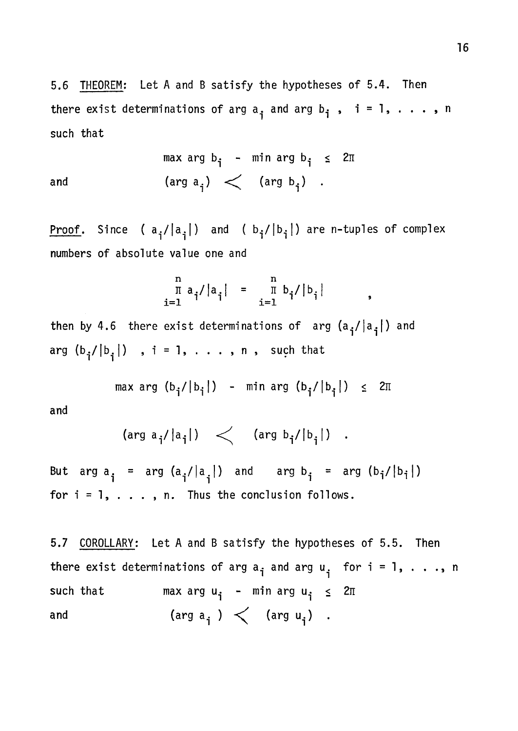5.6 THEOREM: Let A and B satisfy the hypotheses of 5.4. Then there exist determinations of $\arg a_i$ and $\arg b_i$, $i = 1, \ldots, n$ such that

$$\max \arg b_i - \min \arg b_i \leq 2\pi$$

and

$$(\arg a_i) \prec (\arg b_i) \ .$$

Proof. Since $(a_i/|a_i|)$ and $(b_i/|b_i|)$ are n-tuples of complex numbers of absolute value one and

$$\prod_{i=1}^{n} a_i/|a_i| = \prod_{i=1}^{n} b_i/|b_i| \qquad ,$$

then by 4.6 there exist determinations of $\arg (a_i/|a_i|)$ and $\arg (b_i/|b_i|)$, $i = 1, \ldots, n$, such that

$$\max \arg (b_i/|b_i|) - \min \arg (b_i/|b_i|) \leq 2\pi$$

and

$$(\arg a_i/|a_i|) \prec (\arg b_i/|b_i|) \ .$$

But $\arg a_i = \arg (a_i/|a_i|)$ and $\arg b_i = \arg (b_i/|b_i|)$ for $i = 1, \ldots, n$. Thus the conclusion follows.

5.7 COROLLARY: Let A and B satisfy the hypotheses of 5.5. Then there exist determinations of $\arg a_i$ and $\arg u_i$ for $i = 1, \ldots, n$ such that

$$\max \arg u_i - \min \arg u_i \leq 2\pi$$

and

$$(\arg a_i) \prec (\arg u_i) \ .$$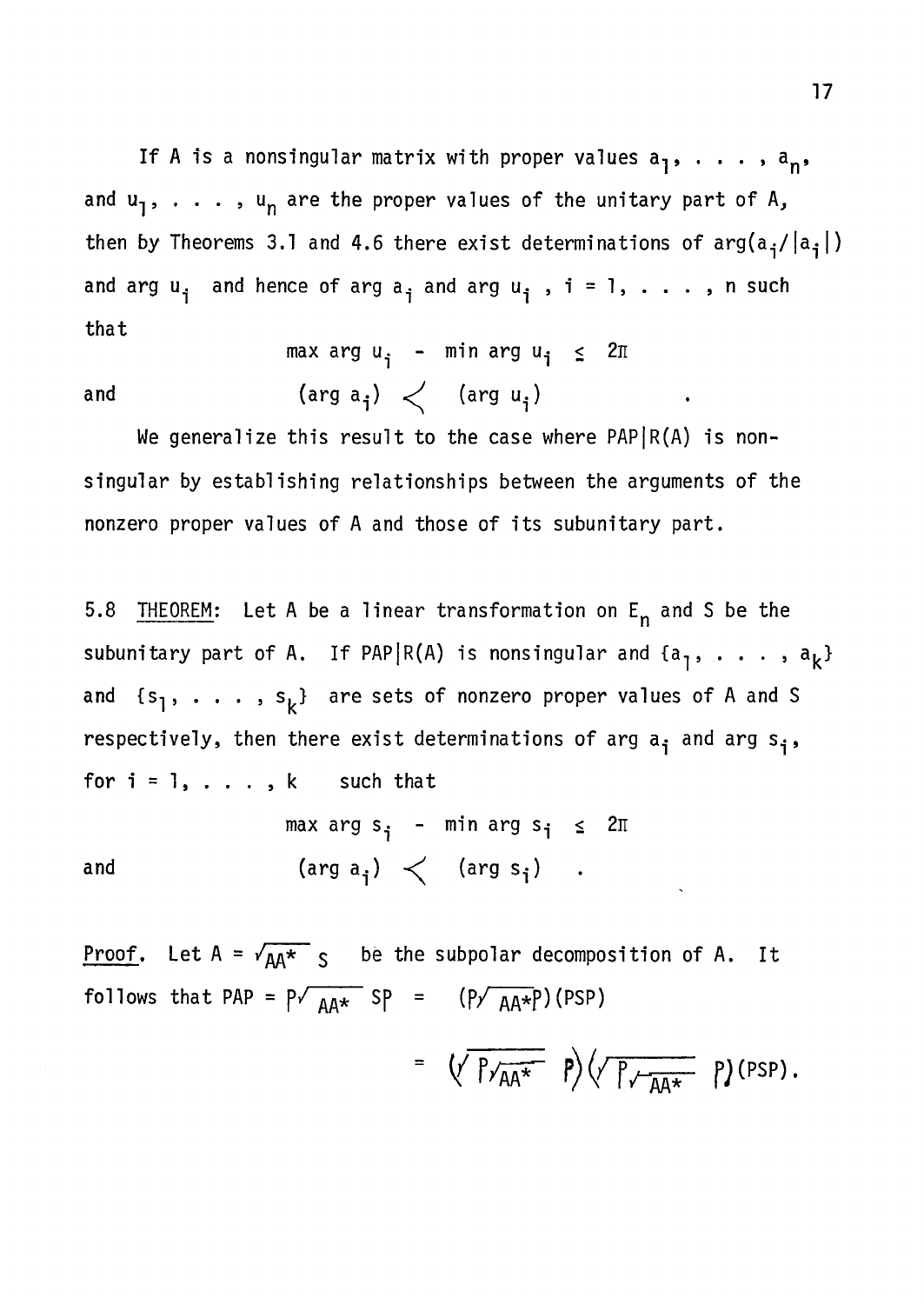If A is a nonsingular matrix with proper values $a_1, \ldots, a_n$, and $u_1, \ldots, u_n$ are the proper values of the unitary part of A, then by Theorems 3.1 and 4.6 there exist determinations of $\arg(a_i/|a_i|)$ and $\arg u_i$ and hence of $\arg a_i$ and $\arg u_i$, $i = 1, \ldots, n$ such that

$$\max \arg u_i - \min \arg u_i \leq 2\pi$$

and

$$(\arg a_i) \prec (\arg u_i) \quad .$$

We generalize this result to the case where $PAP|R(A)$ is nonsingular by establishing relationships between the arguments of the nonzero proper values of A and those of its subunitary part.

5.8 <u>THEOREM</u>: Let A be a linear transformation on $E_n$ and S be the subunitary part of A. If $PAP|R(A)$ is nonsingular and $\{a_1, \ldots, a_k\}$ and $\{s_1, \ldots, s_k\}$ are sets of nonzero proper values of A and S respectively, then there exist determinations of $\arg a_i$ and $\arg s_i$, for $i = 1, \ldots, k$ such that

$$\max \arg s_i - \min \arg s_i \leq 2\pi$$

and

$$(\arg a_i) \prec (\arg s_i) \quad .$$

<u>Proof</u>. Let $A = \sqrt{AA^*}\, S$ be the subpolar decomposition of A. It follows that $PAP = P\sqrt{AA^*}\, SP = (P\sqrt{AA^*}P)(PSP)$

$$= \left(\sqrt{P\sqrt{AA^*}}\; P\right)\left(\sqrt{P\sqrt{AA^*}}\; P\right)(PSP).$$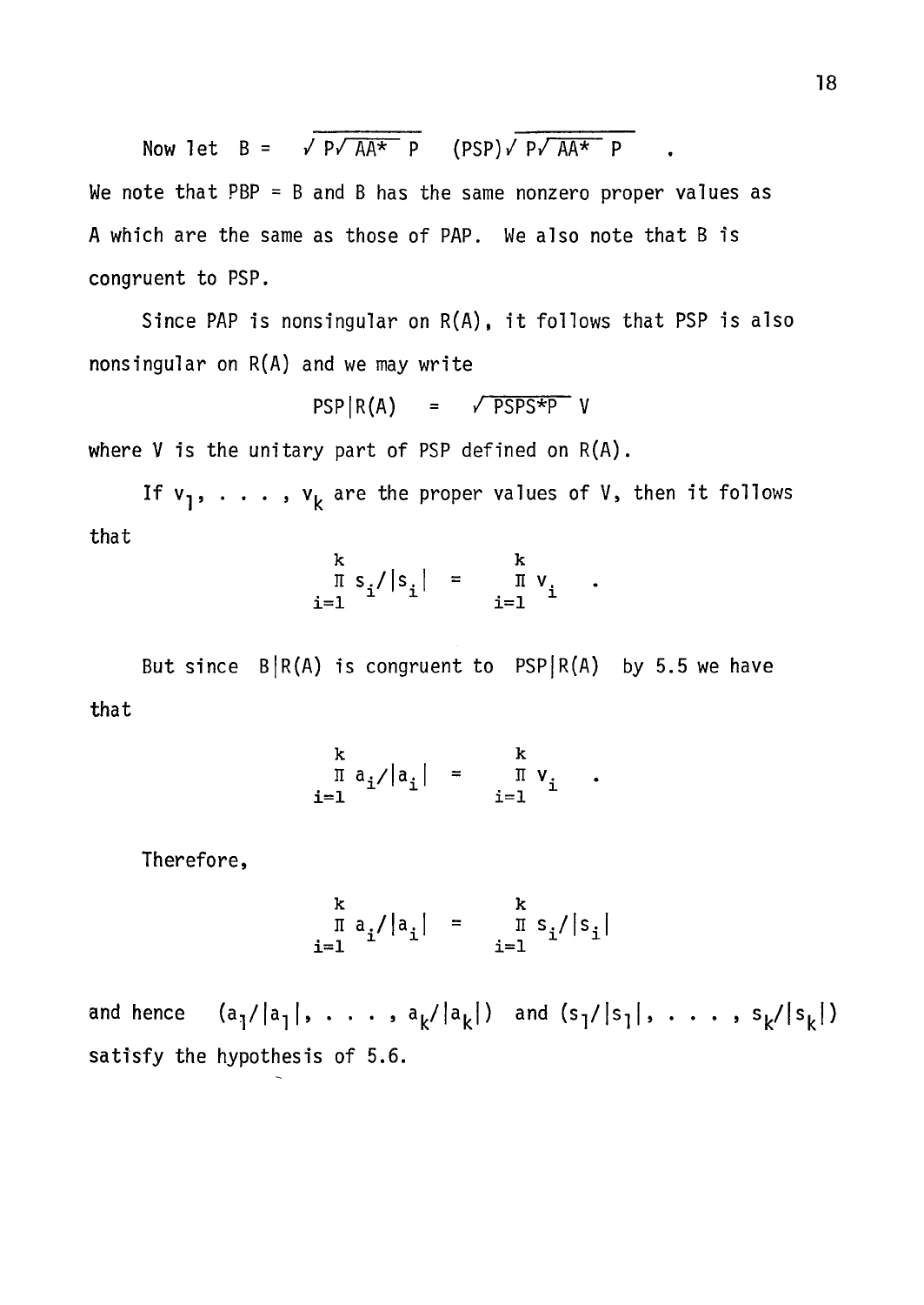Now let $B = \sqrt{P\sqrt{AA^*}\,P}\;\;(PSP)\sqrt{P\sqrt{AA^*}\,P}$ .

We note that PBP = B and B has the same nonzero proper values as A which are the same as those of PAP. We also note that B is congruent to PSP.

Since PAP is nonsingular on R(A), it follows that PSP is also nonsingular on R(A) and we may write

$$PSP|R(A) \;=\; \sqrt{PSPS^*P}\;V$$

where V is the unitary part of PSP defined on R(A).

If $v_1, \ldots, v_k$ are the proper values of V, then it follows that

$$\prod_{i=1}^{k} s_i/|s_i| \;=\; \prod_{i=1}^{k} v_i \quad .$$

But since $B|R(A)$ is congruent to $PSP|R(A)$ by 5.5 we have that

$$\prod_{i=1}^{k} a_i/|a_i| \;=\; \prod_{i=1}^{k} v_i \quad .$$

Therefore,

$$\prod_{i=1}^{k} a_i/|a_i| \;=\; \prod_{i=1}^{k} s_i/|s_i|$$

and hence $(a_1/|a_1|, \ldots, a_k/|a_k|)$ and $(s_1/|s_1|, \ldots, s_k/|s_k|)$ satisfy the hypothesis of 5.6.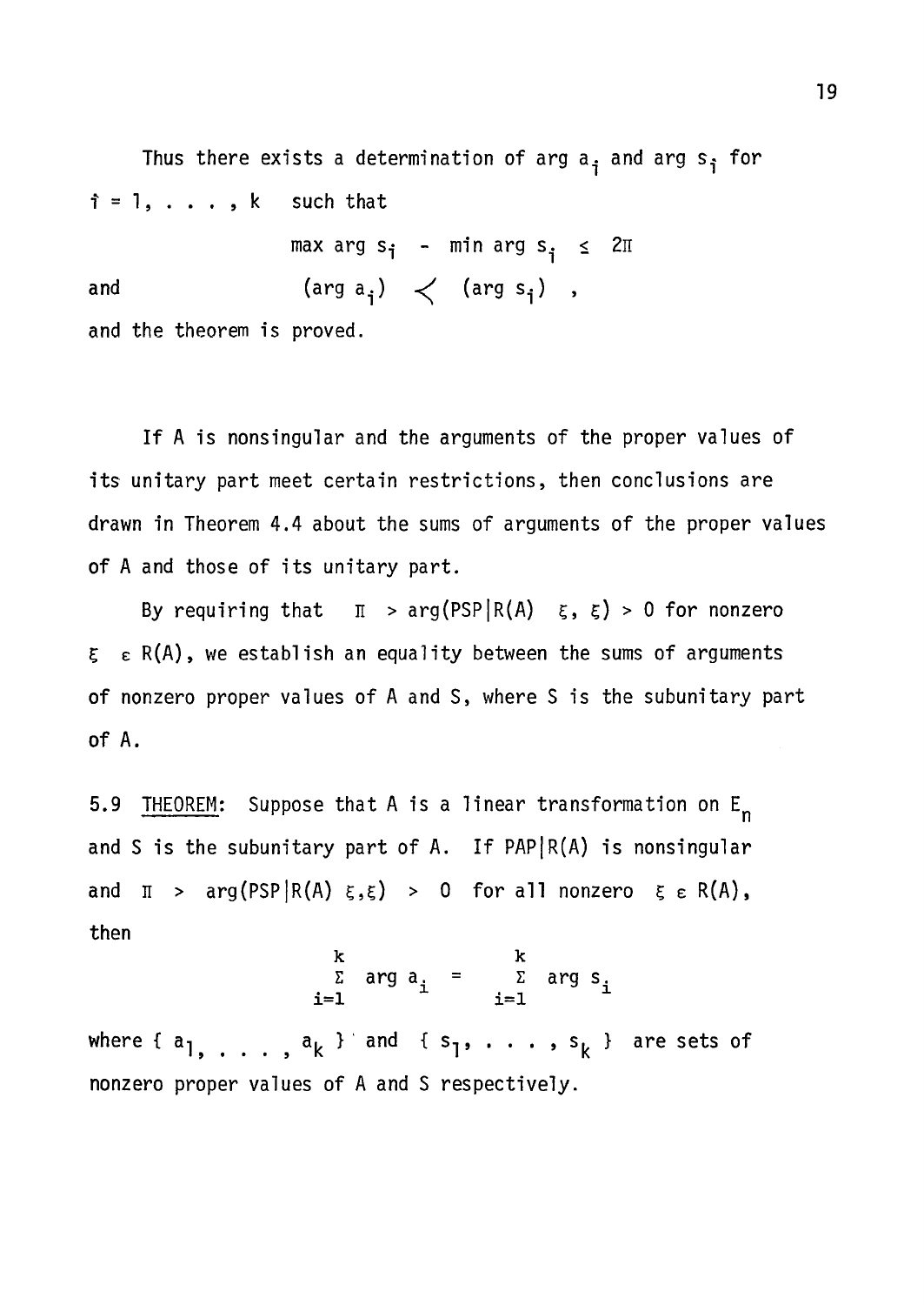Thus there exists a determination of $\arg a_i$ and $\arg s_i$ for $i = 1, \ldots, k$ such that

$$\max \arg s_i - \min \arg s_i \leq 2\pi$$

and

$$(\arg a_i) \prec (\arg s_i) \quad ,$$

and the theorem is proved.

If A is nonsingular and the arguments of the proper values of its unitary part meet certain restrictions, then conclusions are drawn in Theorem 4.4 about the sums of arguments of the proper values of A and those of its unitary part.

By requiring that $\pi > \arg(PSP|R(A)\ \xi, \xi) > 0$ for nonzero $\xi \in R(A)$, we establish an equality between the sums of arguments of nonzero proper values of A and S, where S is the subunitary part of A.

5.9 <u>THEOREM</u>: Suppose that A is a linear transformation on $E_n$ and S is the subunitary part of A. If $PAP|R(A)$ is nonsingular and $\pi > \arg(PSP|R(A)\ \xi,\xi) > 0$ for all nonzero $\xi \in R(A)$, then

$$\sum_{i=1}^{k} \arg a_i = \sum_{i=1}^{k} \arg s_i$$

where $\{ a_1, \ldots, a_k \}$ and $\{ s_1, \ldots, s_k \}$ are sets of nonzero proper values of A and S respectively.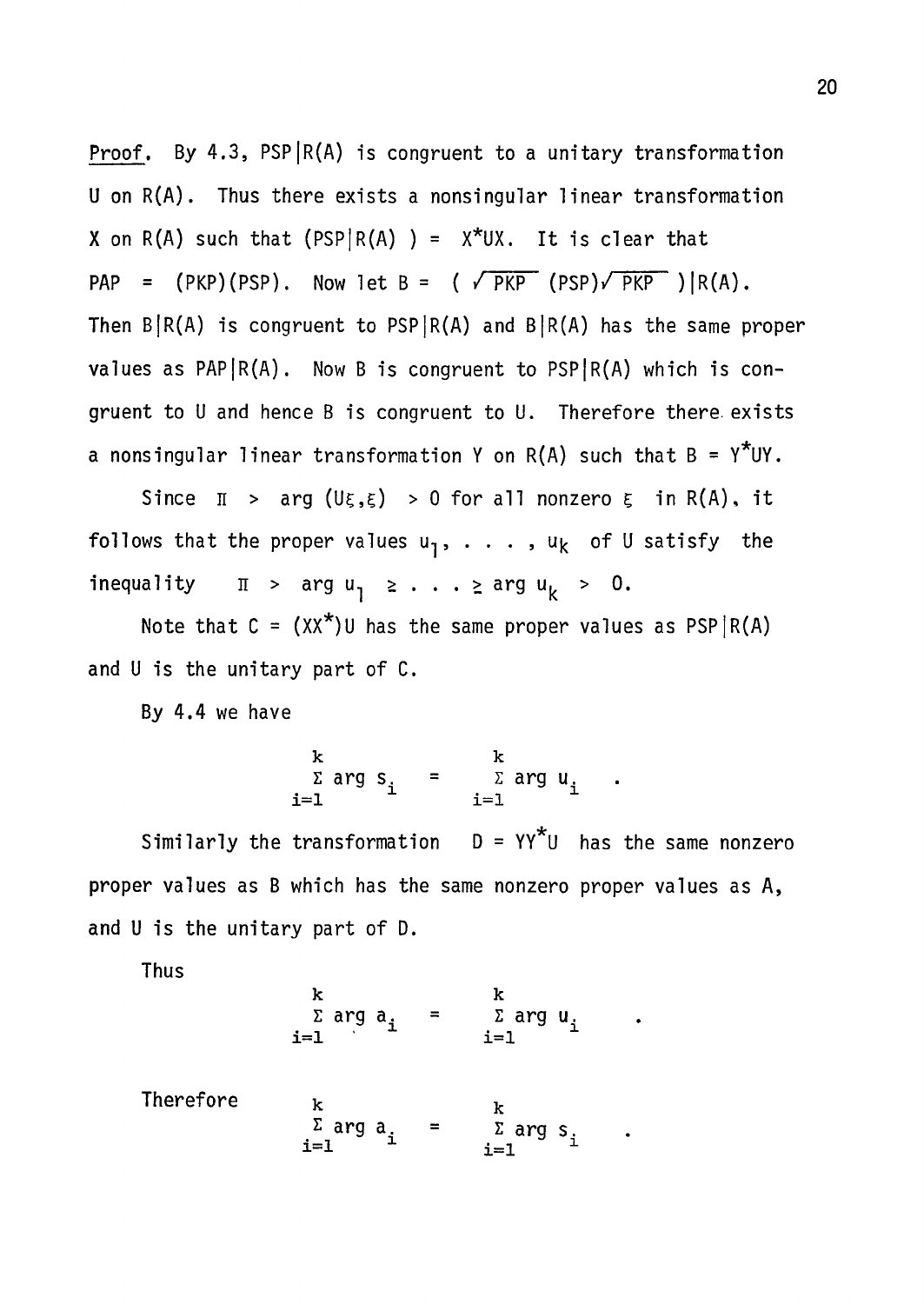*Proof.* By 4.3, $PSP|R(A)$ is congruent to a unitary transformation $U$ on $R(A)$. Thus there exists a nonsingular linear transformation $X$ on $R(A)$ such that $(PSP|R(A)) = X^*UX$. It is clear that $PAP = (PKP)(PSP)$. Now let $B = (\sqrt{PKP}\,(PSP)\sqrt{PKP})|R(A)$. Then $B|R(A)$ is congruent to $PSP|R(A)$ and $B|R(A)$ has the same proper values as $PAP|R(A)$. Now $B$ is congruent to $PSP|R(A)$ which is congruent to $U$ and hence $B$ is congruent to $U$. Therefore there exists a nonsingular linear transformation $Y$ on $R(A)$ such that $B = Y^*UY$.

Since $\pi > \arg (U\xi,\xi) > 0$ for all nonzero $\xi$ in $R(A)$, it follows that the proper values $u_1, \ldots, u_k$ of $U$ satisfy the inequality $\pi > \arg u_1 \geq \ldots \geq \arg u_k > 0$.

Note that $C = (XX^*)U$ has the same proper values as $PSP|R(A)$ and $U$ is the unitary part of $C$.

By 4.4 we have

$$\sum_{i=1}^{k} \arg s_i = \sum_{i=1}^{k} \arg u_i \quad .$$

Similarly the transformation $D = YY^*U$ has the same nonzero proper values as $B$ which has the same nonzero proper values as $A$, and $U$ is the unitary part of $D$.

Thus

$$\sum_{i=1}^{k} \arg a_i = \sum_{i=1}^{k} \arg u_i \quad .$$

Therefore

$$\sum_{i=1}^{k} \arg a_i = \sum_{i=1}^{k} \arg s_i \quad .$$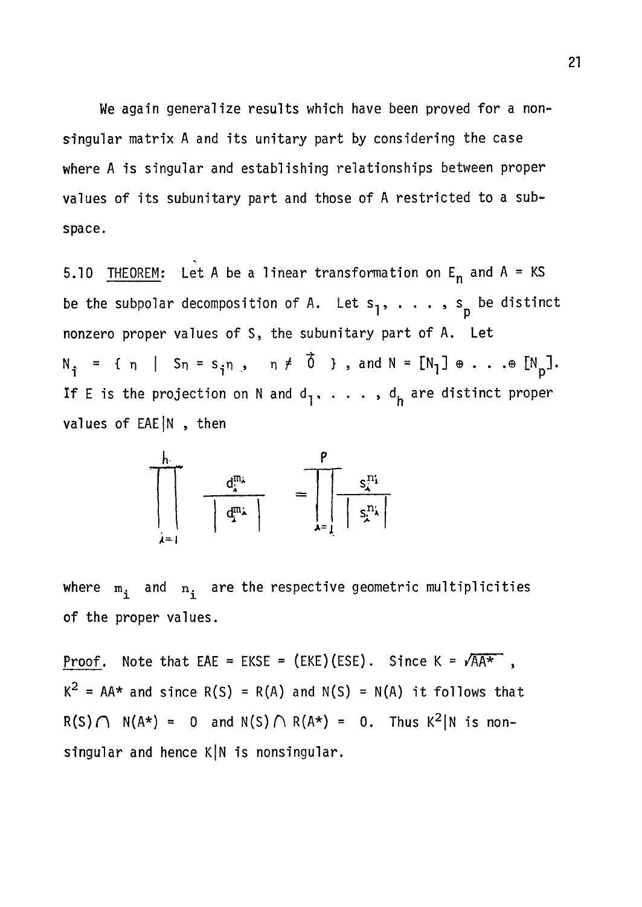We again generalize results which have been proved for a nonsingular matrix A and its unitary part by considering the case where A is singular and establishing relationships between proper values of its subunitary part and those of A restricted to a subspace.

5.10 THEOREM: Let A be a linear transformation on $E_n$ and A = KS be the subpolar decomposition of A. Let $s_1, \ldots, s_p$ be distinct nonzero proper values of S, the subunitary part of A. Let $N_i = \{ \eta \mid S\eta = s_i\eta, \quad \eta \neq \vec{0} \}$, and $N = [N_1] \oplus \ldots \oplus [N_p]$. If E is the projection on N and $d_1, \ldots, d_h$ are distinct proper values of $EAE|N$, then

$$\prod_{i=1}^{h} \frac{d_i^{m_i}}{|d_i^{m_i}|} = \prod_{i=1}^{p} \frac{s_i^{n_i}}{|s_i^{n_i}|}$$

where $m_i$ and $n_i$ are the respective geometric multiplicities of the proper values.

Proof. Note that EAE = EKSE = (EKE)(ESE). Since $K = \sqrt{AA^*}$, $K^2 = AA^*$ and since R(S) = R(A) and N(S) = N(A) it follows that $R(S) \cap N(A^*) = 0$ and $N(S) \cap R(A^*) = 0$. Thus $K^2|N$ is nonsingular and hence $K|N$ is nonsingular.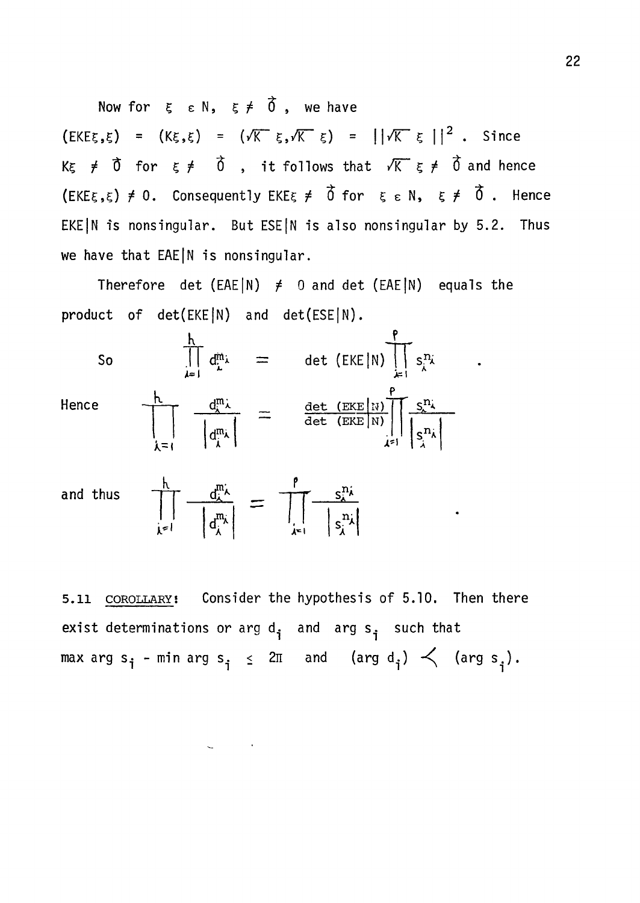Now for $\xi \in N$, $\xi \neq \vec{0}$, we have $(EKE\xi,\xi) = (K\xi,\xi) = (\sqrt{K}\,\xi,\sqrt{K}\,\xi) = ||\sqrt{K}\,\xi\,||^2$. Since $K\xi \neq \vec{0}$ for $\xi \neq \vec{0}$, it follows that $\sqrt{K}\,\xi \neq \vec{0}$ and hence $(EKE\xi,\xi) \neq 0$. Consequently $EKE\xi \neq \vec{0}$ for $\xi \in N$, $\xi \neq \vec{0}$. Hence $EKE|N$ is nonsingular. But $ESE|N$ is also nonsingular by 5.2. Thus we have that $EAE|N$ is nonsingular.

Therefore $\det(EAE|N) \neq 0$ and $\det(EAE|N)$ equals the product of $\det(EKE|N)$ and $\det(ESE|N)$.

So
$$\prod_{\lambda=1}^{h} d_\lambda^{m_\lambda} = \det(EKE|N)\prod_{\lambda=1}^{p} s_\lambda^{n_\lambda} .$$

Hence
$$\prod_{\lambda=1}^{h} \frac{d_\lambda^{m_\lambda}}{|d_\lambda^{m_\lambda}|} = \frac{\det(EKE|N)}{\det(EKE|N)}\prod_{\lambda=1}^{p} \frac{s_\lambda^{n_\lambda}}{|s_\lambda^{n_\lambda}|}$$

and thus
$$\prod_{\lambda=1}^{h} \frac{d_\lambda^{m_\lambda}}{|d_\lambda^{m_\lambda}|} = \prod_{\lambda=1}^{p} \frac{s_\lambda^{n_\lambda}}{|s_\lambda^{n_\lambda}|} .$$

5.11 <u>COROLLARY</u>: Consider the hypothesis of 5.10. Then there exist determinations or $\arg d_i$ and $\arg s_i$ such that $\max \arg s_i - \min \arg s_i \leq 2\pi$ and $(\arg d_i) \prec (\arg s_i)$.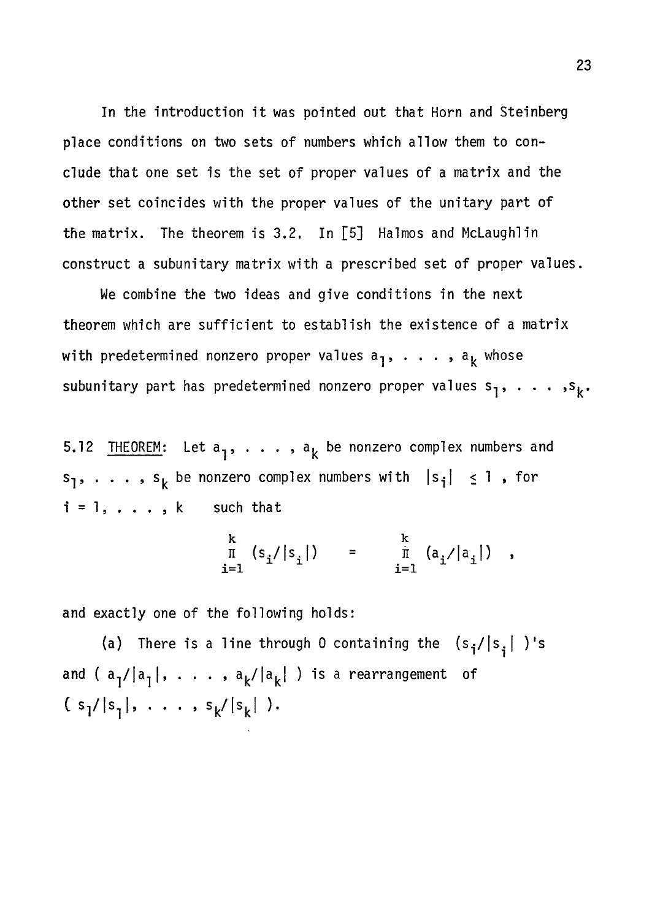In the introduction it was pointed out that Horn and Steinberg place conditions on two sets of numbers which allow them to conclude that one set is the set of proper values of a matrix and the other set coincides with the proper values of the unitary part of the matrix. The theorem is 3.2. In [5] Halmos and McLaughlin construct a subunitary matrix with a prescribed set of proper values.

We combine the two ideas and give conditions in the next theorem which are sufficient to establish the existence of a matrix with predetermined nonzero proper values $a_1, \ldots, a_k$ whose subunitary part has predetermined nonzero proper values $s_1, \ldots, s_k$.

5.12 <u>THEOREM</u>: Let $a_1, \ldots, a_k$ be nonzero complex numbers and $s_1, \ldots, s_k$ be nonzero complex numbers with $|s_i| \leq 1$, for $i = 1, \ldots, k$ such that

$$\prod_{i=1}^{k} (s_i/|s_i|) = \prod_{i=1}^{k} (a_i/|a_i|) ,$$

and exactly one of the following holds:

(a) There is a line through 0 containing the $(s_i/|s_i|)$'s and $(a_1/|a_1|, \ldots, a_k/|a_k|)$ is a rearrangement of $(s_1/|s_1|, \ldots, s_k/|s_k|)$.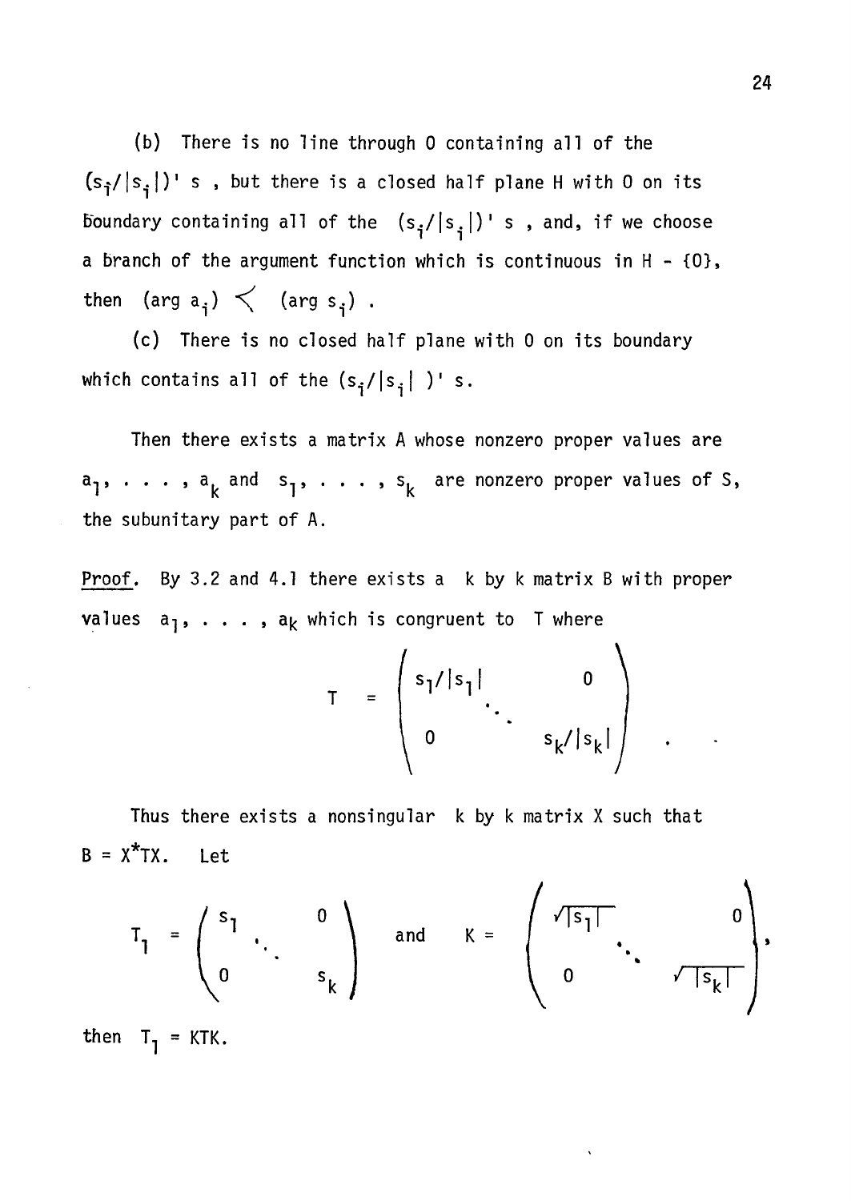(b) There is no line through 0 containing all of the $(s_i/|s_i|)$' s , but there is a closed half plane H with 0 on its boundary containing all of the $(s_i/|s_i|)$' s , and, if we choose a branch of the argument function which is continuous in H - {0}, then $(\arg a_i) \prec (\arg s_i)$ .

(c) There is no closed half plane with 0 on its boundary which contains all of the $(s_i/|s_i|)$' s.

Then there exists a matrix A whose nonzero proper values are $a_1, \ldots, a_k$ and $s_1, \ldots, s_k$ are nonzero proper values of S, the subunitary part of A.

<u>Proof.</u> By 3.2 and 4.1 there exists a k by k matrix B with proper values $a_1, \ldots, a_k$ which is congruent to T where

$$T = \begin{pmatrix} s_1/|s_1| & & 0 \\ & \ddots & \\ 0 & & s_k/|s_k| \end{pmatrix} .$$

Thus there exists a nonsingular k by k matrix X such that $B = X^*TX$. Let

$$T_1 = \begin{pmatrix} s_1 & & 0 \\ & \ddots & \\ 0 & & s_k \end{pmatrix} \quad \text{and} \quad K = \begin{pmatrix} \sqrt{|s_1|} & & 0 \\ & \ddots & \\ 0 & & \sqrt{|s_k|} \end{pmatrix},$$

then $T_1 = KTK$.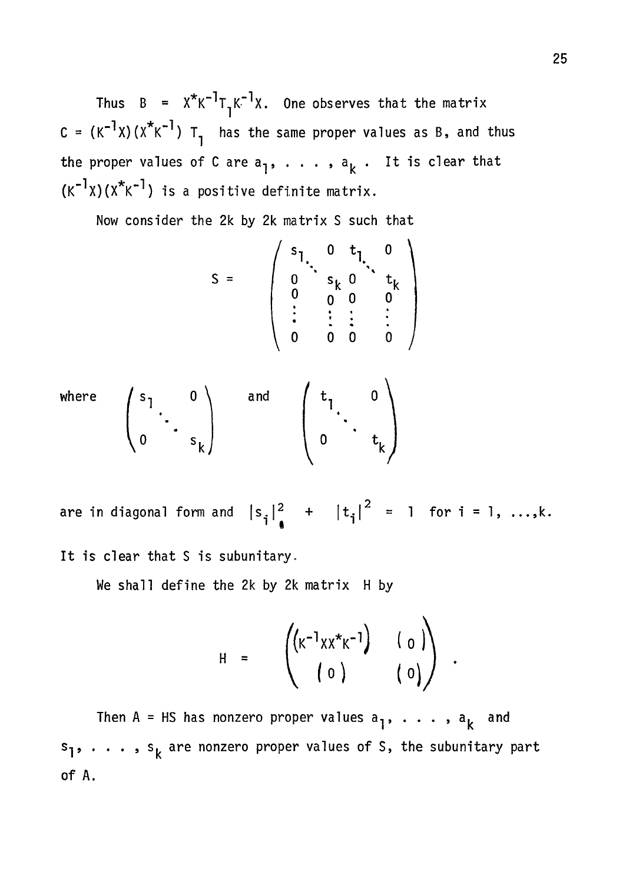Thus $B = X^*K^{-1}T_1K^{-1}X$. One observes that the matrix $C = (K^{-1}X)(X^*K^{-1})\ T_1$ has the same proper values as B, and thus the proper values of C are $a_1, \ldots, a_k$. It is clear that $(K^{-1}X)(X^*K^{-1})$ is a positive definite matrix.

Now consider the 2k by 2k matrix S such that

$$S = \begin{pmatrix} s_1 & & 0 & t_1 & & 0 \\ & \ddots & & & \ddots & \\ 0 & & s_k & 0 & & t_k \\ 0 & & 0 & 0 & & 0 \\ \vdots & & \vdots & \vdots & & \vdots \\ 0 & & 0 & 0 & & 0 \end{pmatrix}$$

where $\begin{pmatrix} s_1 & & 0 \\ & \ddots & \\ 0 & & s_k \end{pmatrix}$ and $\begin{pmatrix} t_1 & & 0 \\ & \ddots & \\ 0 & & t_k \end{pmatrix}$

are in diagonal form and $|s_i|^2 + |t_i|^2 = 1$ for $i = 1, \ldots, k$.

It is clear that S is subunitary.

We shall define the 2k by 2k matrix H by

$$H = \begin{pmatrix} (K^{-1}XX^*K^{-1}) & (0) \\ (0) & (0) \end{pmatrix}.$$

Then $A = HS$ has nonzero proper values $a_1, \ldots, a_k$ and $s_1, \ldots, s_k$ are nonzero proper values of S, the subunitary part of A.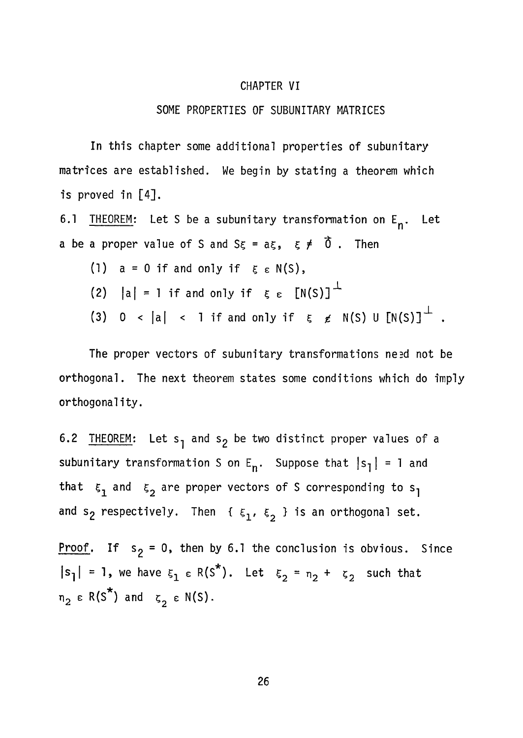# CHAPTER VI

## SOME PROPERTIES OF SUBUNITARY MATRICES

In this chapter some additional properties of subunitary matrices are established. We begin by stating a theorem which is proved in [4].

6.1 THEOREM: Let $S$ be a subunitary transformation on $E_n$. Let $a$ be a proper value of $S$ and $S\xi = a\xi$, $\xi \neq \vec{0}$. Then

(1) $a = 0$ if and only if $\xi \in N(S)$,

(2) $|a| = 1$ if and only if $\xi \in [N(S)]^{\perp}$

(3) $0 < |a| < 1$ if and only if $\xi \notin N(S) \cup [N(S)]^{\perp}$.

The proper vectors of subunitary transformations need not be orthogonal. The next theorem states some conditions which do imply orthogonality.

6.2 THEOREM: Let $s_1$ and $s_2$ be two distinct proper values of a subunitary transformation $S$ on $E_n$. Suppose that $|s_1| = 1$ and that $\xi_1$ and $\xi_2$ are proper vectors of $S$ corresponding to $s_1$ and $s_2$ respectively. Then $\{ \xi_1, \xi_2 \}$ is an orthogonal set.

Proof. If $s_2 = 0$, then by 6.1 the conclusion is obvious. Since $|s_1| = 1$, we have $\xi_1 \in R(S^*)$. Let $\xi_2 = \eta_2 + \zeta_2$ such that $\eta_2 \in R(S^*)$ and $\zeta_2 \in N(S)$.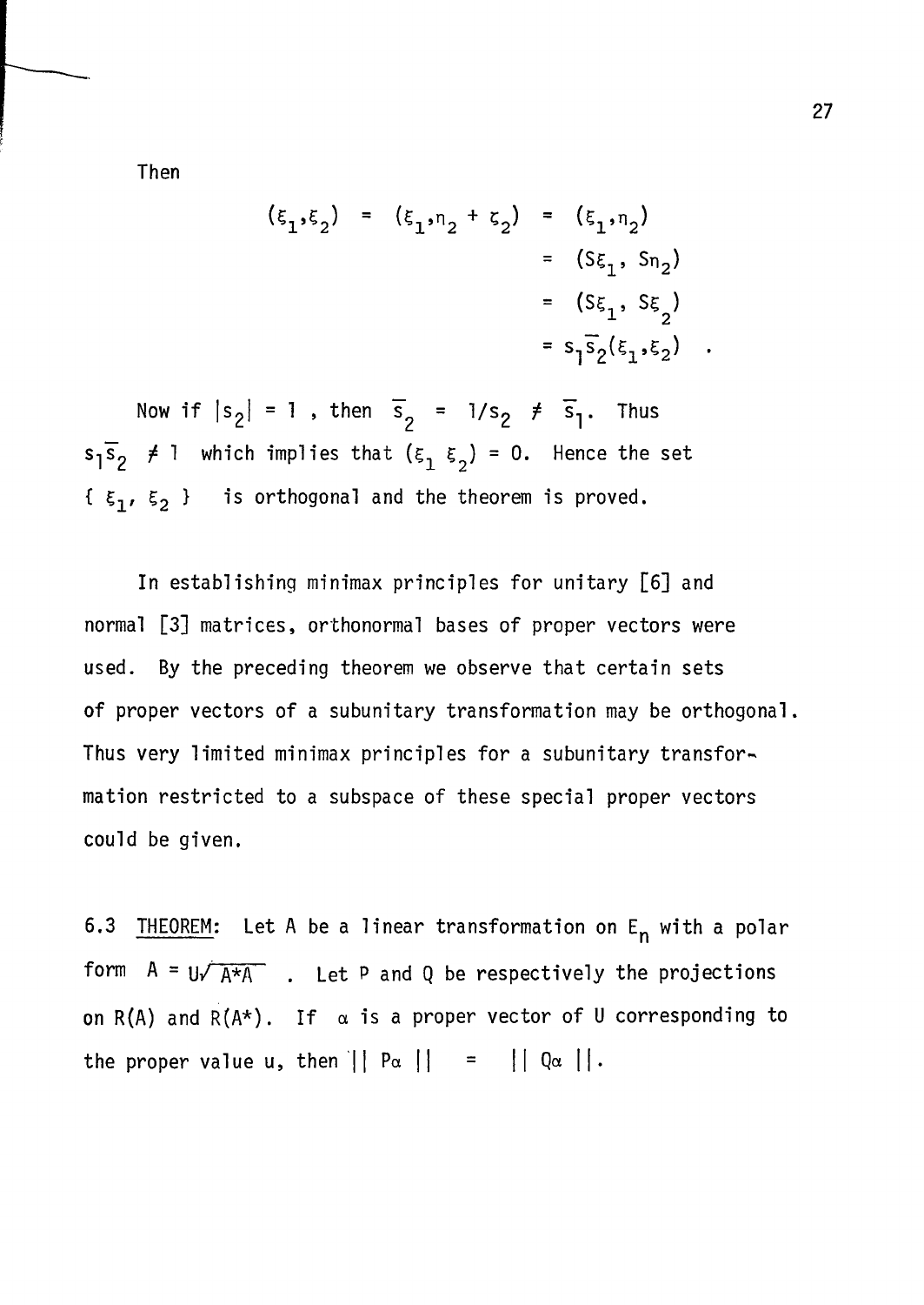Then

$$
\begin{aligned}
(\xi_1, \xi_2) = (\xi_1, \eta_2 + \zeta_2) &= (\xi_1, \eta_2) \\
&= (S\xi_1, S\eta_2) \\
&= (S\xi_1, S\xi_2) \\
&= s_1\bar{s}_2(\xi_1, \xi_2) \quad .
\end{aligned}
$$

Now if $|s_2| = 1$ , then $\bar{s}_2 = 1/s_2 \neq \bar{s}_1$. Thus $s_1\bar{s}_2 \neq 1$ which implies that $(\xi_1\ \xi_2) = 0$. Hence the set $\{\ \xi_1,\ \xi_2\ \}$ is orthogonal and the theorem is proved.

In establishing minimax principles for unitary [6] and normal [3] matrices, orthonormal bases of proper vectors were used. By the preceding theorem we observe that certain sets of proper vectors of a subunitary transformation may be orthogonal. Thus very limited minimax principles for a subunitary transformation restricted to a subspace of these special proper vectors could be given.

6.3 <u>THEOREM</u>: Let A be a linear transformation on $E_n$ with a polar form $A = U\sqrt{A^*A}$ . Let P and Q be respectively the projections on R(A) and R(A*). If $\alpha$ is a proper vector of U corresponding to the proper value u, then $\|\ P\alpha\ \| = \|\ Q\alpha\ \|$.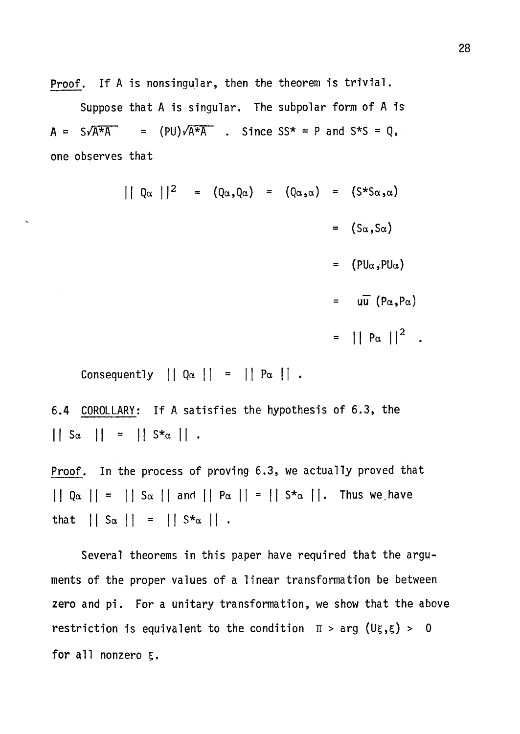Proof. If $A$ is nonsingular, then the theorem is trivial.

Suppose that $A$ is singular. The subpolar form of $A$ is $A = S\sqrt{A^*A} = (PU)\sqrt{A^*A}$. Since $SS^* = P$ and $S^*S = Q$, one observes that

$$
\begin{aligned}
\| Q\alpha \|^2 = (Q\alpha,Q\alpha) = (Q\alpha,\alpha) &= (S^*S\alpha,\alpha) \\
&= (S\alpha,S\alpha) \\
&= (PU\alpha,PU\alpha) \\
&= u\bar{u}\,(P\alpha,P\alpha) \\
&= \| P\alpha \|^2 .
\end{aligned}
$$

Consequently $\| Q\alpha \| = \| P\alpha \|$.

6.4 COROLLARY: If $A$ satisfies the hypothesis of 6.3, the $\| S\alpha \| = \| S^*\alpha \|$.

Proof. In the process of proving 6.3, we actually proved that $\| Q\alpha \| = \| S\alpha \|$ and $\| P\alpha \| = \| S^*\alpha \|$. Thus we have that $\| S\alpha \| = \| S^*\alpha \|$.

Several theorems in this paper have required that the arguments of the proper values of a linear transformation be between zero and pi. For a unitary transformation, we show that the above restriction is equivalent to the condition $\pi > \arg(U\xi,\xi) > 0$ for all nonzero $\xi$.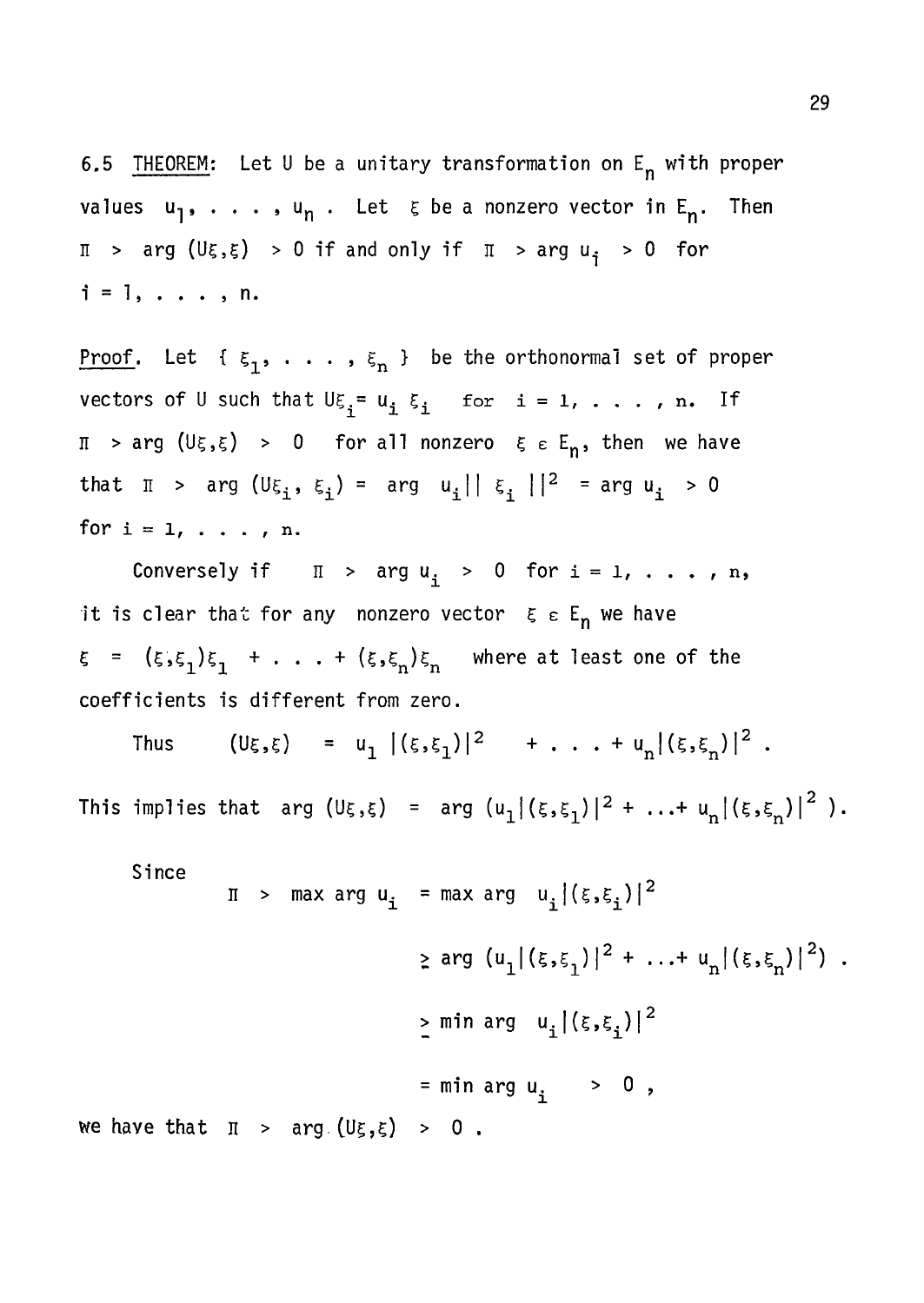**6.5 THEOREM:** Let $U$ be a unitary transformation on $E_n$ with proper values $u_1, \ldots, u_n$. Let $\xi$ be a nonzero vector in $E_n$. Then $\pi > \arg (U\xi,\xi) > 0$ if and only if $\pi > \arg u_i > 0$ for $i = 1, \ldots, n$.

Proof. Let $\{ \xi_1, \ldots, \xi_n \}$ be the orthonormal set of proper vectors of $U$ such that $U\xi_i = u_i \xi_i$ for $i = 1, \ldots, n$. If $\pi > \arg (U\xi,\xi) > 0$ for all nonzero $\xi \in E_n$, then we have that $\pi > \arg (U\xi_i, \xi_i) = \arg u_i || \xi_i ||^2 = \arg u_i > 0$ for $i = 1, \ldots, n$.

Conversely if $\pi > \arg u_i > 0$ for $i = 1, \ldots, n$, it is clear that for any nonzero vector $\xi \in E_n$ we have $\xi = (\xi,\xi_1)\xi_1 + \ldots + (\xi,\xi_n)\xi_n$ where at least one of the coefficients is different from zero.

Thus $\quad (U\xi,\xi) = u_1 |(\xi,\xi_1)|^2 + \ldots + u_n|(\xi,\xi_n)|^2$.

This implies that $\arg (U\xi,\xi) = \arg (u_1|(\xi,\xi_1)|^2 + \ldots + u_n|(\xi,\xi_n)|^2)$.

Since

$$\begin{aligned} \pi > \max \arg u_i &= \max \arg u_i|(\xi,\xi_i)|^2 \\ &\geq \arg (u_1|(\xi,\xi_1)|^2 + \ldots + u_n|(\xi,\xi_n)|^2) \\ &\geq \min \arg u_i|(\xi,\xi_i)|^2 \\ &= \min \arg u_i > 0, \end{aligned}$$

we have that $\pi > \arg (U\xi,\xi) > 0$.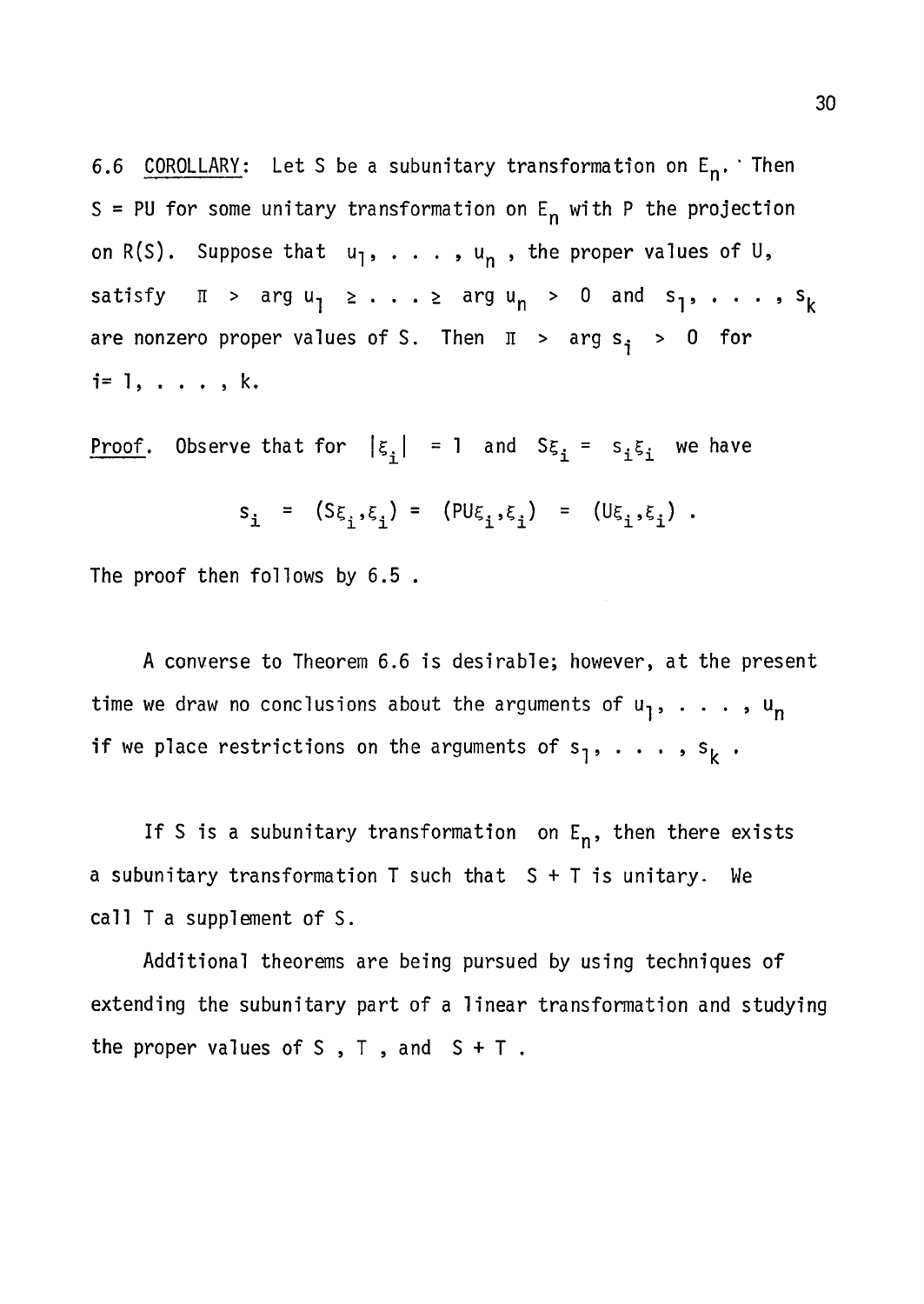6.6 <u>COROLLARY</u>: Let S be a subunitary transformation on $E_n$. Then $S = PU$ for some unitary transformation on $E_n$ with P the projection on $R(S)$. Suppose that $u_1, \ldots, u_n$, the proper values of U, satisfy $\pi > \arg u_1 \geq \ldots \geq \arg u_n > 0$ and $s_1, \ldots, s_k$ are nonzero proper values of S. Then $\pi > \arg s_i > 0$ for $i = 1, \ldots, k$.

<u>Proof</u>. Observe that for $|\xi_i| = 1$ and $S\xi_i = s_i\xi_i$ we have

$$s_i = (S\xi_i, \xi_i) = (PU\xi_i, \xi_i) = (U\xi_i, \xi_i) .$$

The proof then follows by 6.5 .

A converse to Theorem 6.6 is desirable; however, at the present time we draw no conclusions about the arguments of $u_1, \ldots, u_n$ if we place restrictions on the arguments of $s_1, \ldots, s_k$ .

If S is a subunitary transformation on $E_n$, then there exists a subunitary transformation T such that $S + T$ is unitary. We call T a supplement of S.

Additional theorems are being pursued by using techniques of extending the subunitary part of a linear transformation and studying the proper values of S , T , and $S + T$ .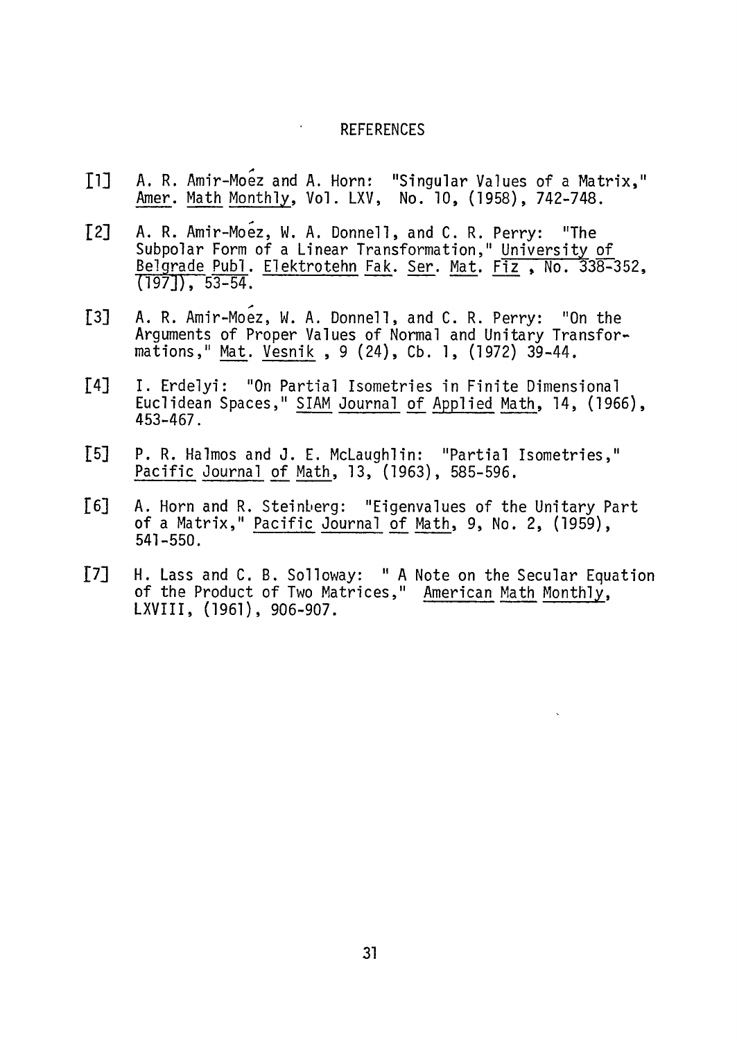# REFERENCES

[1] A. R. Amir-Moéz and A. Horn: "Singular Values of a Matrix," Amer. Math Monthly, Vol. LXV, No. 10, (1958), 742-748.

[2] A. R. Amir-Moéz, W. A. Donnell, and C. R. Perry: "The Subpolar Form of a Linear Transformation," University of Belgrade Publ. Elektrotehn Fak. Ser. Mat. Fiz , No. 338-352, (1971), 53-54.

[3] A. R. Amir-Moéz, W. A. Donnell, and C. R. Perry: "On the Arguments of Proper Values of Normal and Unitary Transformations," Mat. Vesnik , 9 (24), Cb. 1, (1972) 39-44.

[4] I. Erdelyi: "On Partial Isometries in Finite Dimensional Euclidean Spaces," SIAM Journal of Applied Math, 14, (1966), 453-467.

[5] P. R. Halmos and J. E. McLaughlin: "Partial Isometries," Pacific Journal of Math, 13, (1963), 585-596.

[6] A. Horn and R. Steinberg: "Eigenvalues of the Unitary Part of a Matrix," Pacific Journal of Math, 9, No. 2, (1959), 541-550.

[7] H. Lass and C. B. Solloway: " A Note on the Secular Equation of the Product of Two Matrices," American Math Monthly, LXVIII, (1961), 906-907.